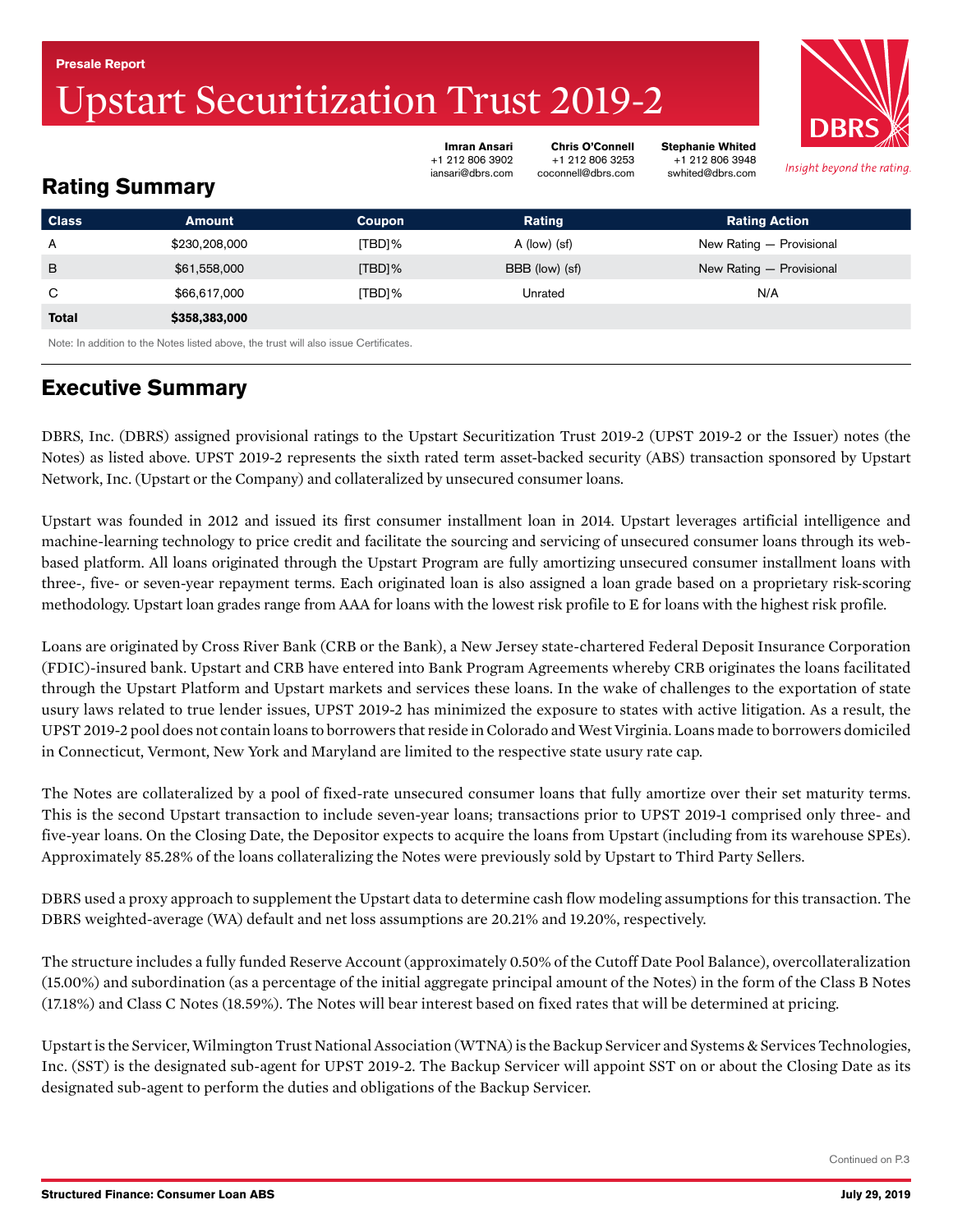Presale Report

# Upstart Securitization Trust 2019-2

**Imran Ansari**
+1 212 806 3902
iansari@dbrs.com

**Chris O'Connell**
+1 212 806 3253
coconnell@dbrs.com

**Stephanie Whited**
+1 212 806 3948
swhited@dbrs.com

*Insight beyond the rating.*

## Rating Summary

| Class | Amount | Coupon | Rating | Rating Action |
|---|---|---|---|---|
| A | $230,208,000 | [TBD]% | A (low) (sf) | New Rating — Provisional |
| B | $61,558,000 | [TBD]% | BBB (low) (sf) | New Rating — Provisional |
| C | $66,617,000 | [TBD]% | Unrated | N/A |
| **Total** | **$358,383,000** | | | |

Note: In addition to the Notes listed above, the trust will also issue Certificates.

## Executive Summary

DBRS, Inc. (DBRS) assigned provisional ratings to the Upstart Securitization Trust 2019-2 (UPST 2019-2 or the Issuer) notes (the Notes) as listed above. UPST 2019-2 represents the sixth rated term asset-backed security (ABS) transaction sponsored by Upstart Network, Inc. (Upstart or the Company) and collateralized by unsecured consumer loans.

Upstart was founded in 2012 and issued its first consumer installment loan in 2014. Upstart leverages artificial intelligence and machine-learning technology to price credit and facilitate the sourcing and servicing of unsecured consumer loans through its web-based platform. All loans originated through the Upstart Program are fully amortizing unsecured consumer installment loans with three-, five- or seven-year repayment terms. Each originated loan is also assigned a loan grade based on a proprietary risk-scoring methodology. Upstart loan grades range from AAA for loans with the lowest risk profile to E for loans with the highest risk profile.

Loans are originated by Cross River Bank (CRB or the Bank), a New Jersey state-chartered Federal Deposit Insurance Corporation (FDIC)-insured bank. Upstart and CRB have entered into Bank Program Agreements whereby CRB originates the loans facilitated through the Upstart Platform and Upstart markets and services these loans. In the wake of challenges to the exportation of state usury laws related to true lender issues, UPST 2019-2 has minimized the exposure to states with active litigation. As a result, the UPST 2019-2 pool does not contain loans to borrowers that reside in Colorado and West Virginia. Loans made to borrowers domiciled in Connecticut, Vermont, New York and Maryland are limited to the respective state usury rate cap.

The Notes are collateralized by a pool of fixed-rate unsecured consumer loans that fully amortize over their set maturity terms. This is the second Upstart transaction to include seven-year loans; transactions prior to UPST 2019-1 comprised only three- and five-year loans. On the Closing Date, the Depositor expects to acquire the loans from Upstart (including from its warehouse SPEs). Approximately 85.28% of the loans collateralizing the Notes were previously sold by Upstart to Third Party Sellers.

DBRS used a proxy approach to supplement the Upstart data to determine cash flow modeling assumptions for this transaction. The DBRS weighted-average (WA) default and net loss assumptions are 20.21% and 19.20%, respectively.

The structure includes a fully funded Reserve Account (approximately 0.50% of the Cutoff Date Pool Balance), overcollateralization (15.00%) and subordination (as a percentage of the initial aggregate principal amount of the Notes) in the form of the Class B Notes (17.18%) and Class C Notes (18.59%). The Notes will bear interest based on fixed rates that will be determined at pricing.

Upstart is the Servicer, Wilmington Trust National Association (WTNA) is the Backup Servicer and Systems & Services Technologies, Inc. (SST) is the designated sub-agent for UPST 2019-2. The Backup Servicer will appoint SST on or about the Closing Date as its designated sub-agent to perform the duties and obligations of the Backup Servicer.

Continued on P.3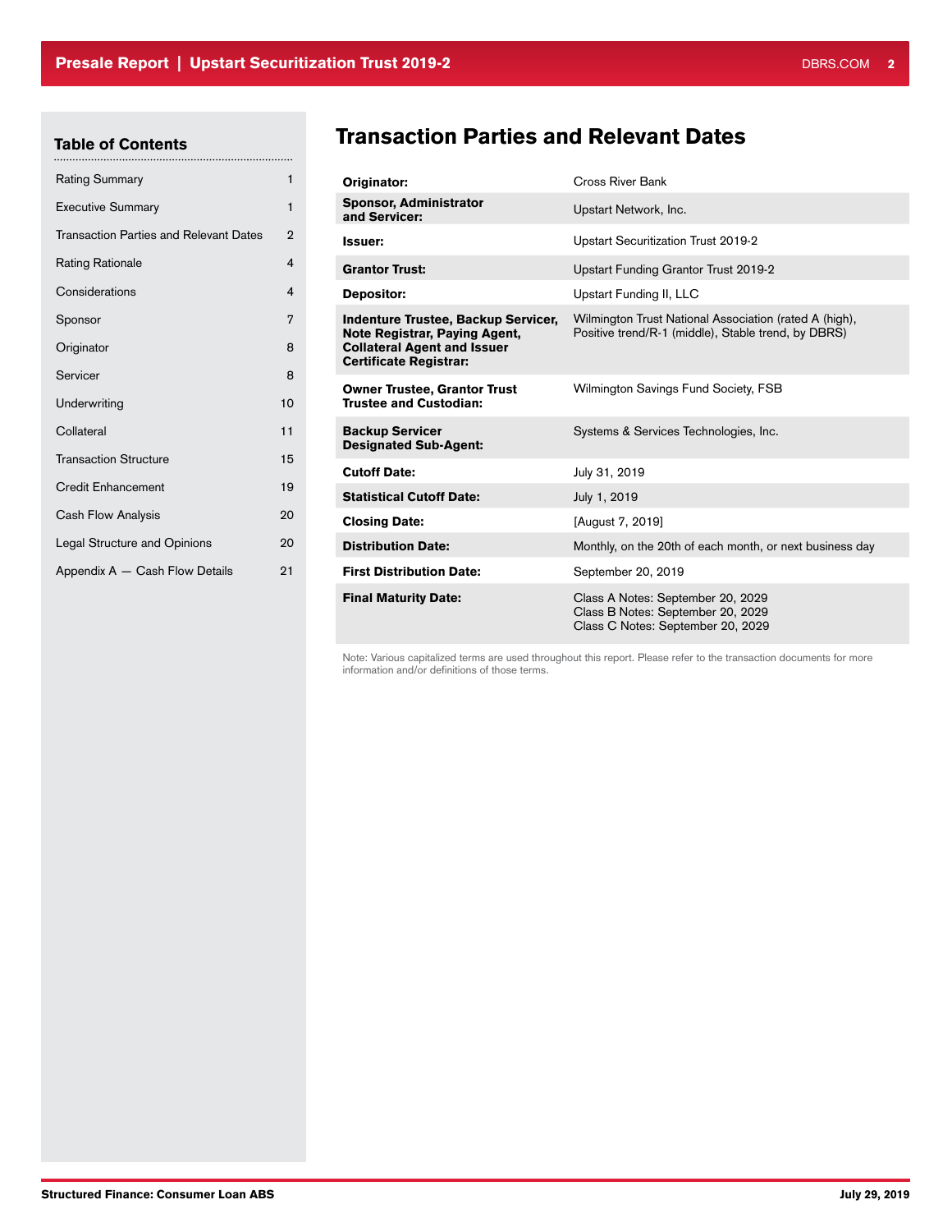## Table of Contents

| | |
|---|---|
| Rating Summary | 1 |
| Executive Summary | 1 |
| Transaction Parties and Relevant Dates | 2 |
| Rating Rationale | 4 |
| Considerations | 4 |
| Sponsor | 7 |
| Originator | 8 |
| Servicer | 8 |
| Underwriting | 10 |
| Collateral | 11 |
| Transaction Structure | 15 |
| Credit Enhancement | 19 |
| Cash Flow Analysis | 20 |
| Legal Structure and Opinions | 20 |
| Appendix A — Cash Flow Details | 21 |

# Transaction Parties and Relevant Dates

| | |
|---|---|
| **Originator:** | Cross River Bank |
| **Sponsor, Administrator and Servicer:** | Upstart Network, Inc. |
| **Issuer:** | Upstart Securitization Trust 2019-2 |
| **Grantor Trust:** | Upstart Funding Grantor Trust 2019-2 |
| **Depositor:** | Upstart Funding II, LLC |
| **Indenture Trustee, Backup Servicer, Note Registrar, Paying Agent, Collateral Agent and Issuer Certificate Registrar:** | Wilmington Trust National Association (rated A (high), Positive trend/R-1 (middle), Stable trend, by DBRS) |
| **Owner Trustee, Grantor Trust Trustee and Custodian:** | Wilmington Savings Fund Society, FSB |
| **Backup Servicer Designated Sub-Agent:** | Systems & Services Technologies, Inc. |
| **Cutoff Date:** | July 31, 2019 |
| **Statistical Cutoff Date:** | July 1, 2019 |
| **Closing Date:** | [August 7, 2019] |
| **Distribution Date:** | Monthly, on the 20th of each month, or next business day |
| **First Distribution Date:** | September 20, 2019 |
| **Final Maturity Date:** | Class A Notes: September 20, 2029<br>Class B Notes: September 20, 2029<br>Class C Notes: September 20, 2029 |

Note: Various capitalized terms are used throughout this report. Please refer to the transaction documents for more information and/or definitions of those terms.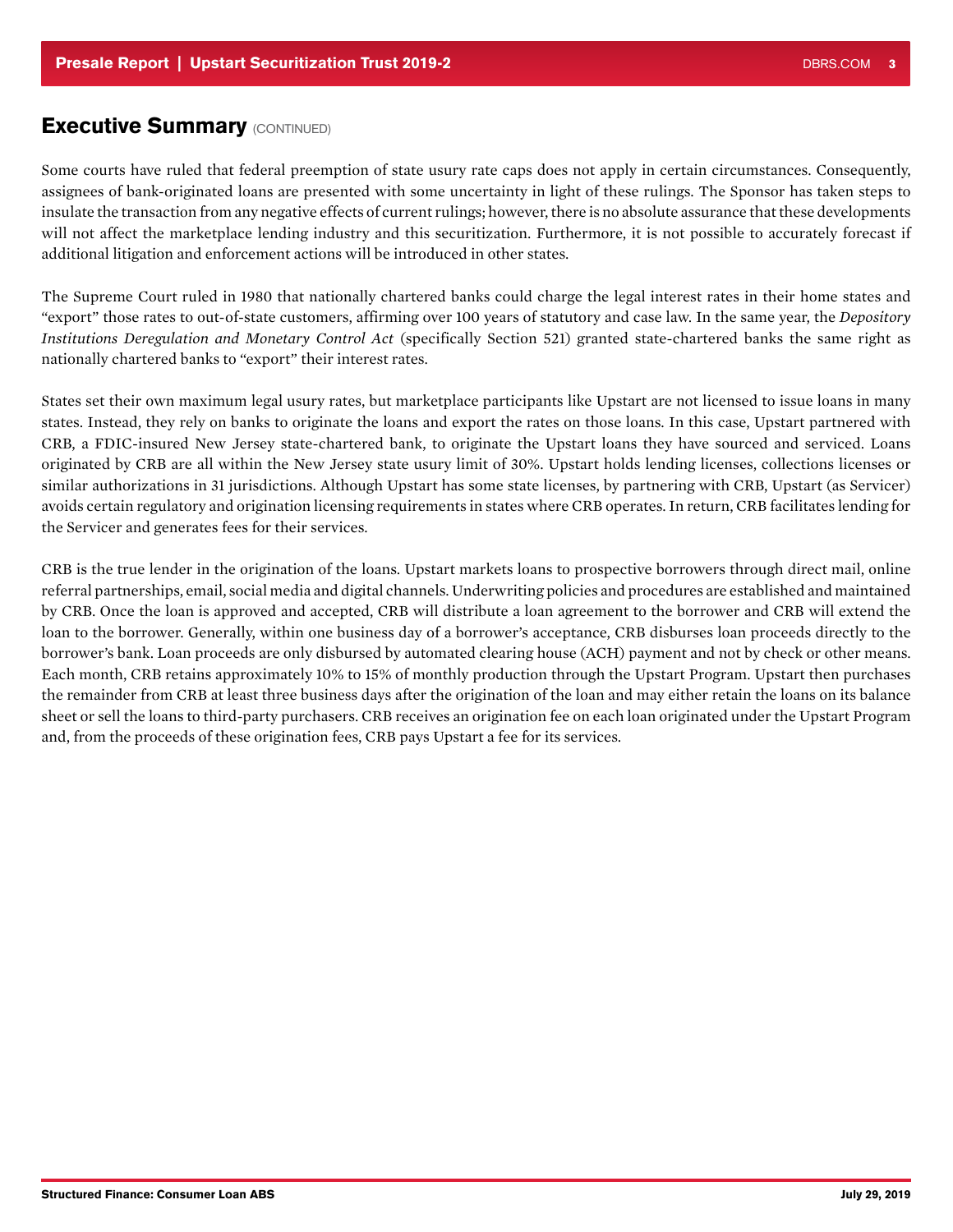## Executive Summary (CONTINUED)

Some courts have ruled that federal preemption of state usury rate caps does not apply in certain circumstances. Consequently, assignees of bank-originated loans are presented with some uncertainty in light of these rulings. The Sponsor has taken steps to insulate the transaction from any negative effects of current rulings; however, there is no absolute assurance that these developments will not affect the marketplace lending industry and this securitization. Furthermore, it is not possible to accurately forecast if additional litigation and enforcement actions will be introduced in other states.

The Supreme Court ruled in 1980 that nationally chartered banks could charge the legal interest rates in their home states and "export" those rates to out-of-state customers, affirming over 100 years of statutory and case law. In the same year, the *Depository Institutions Deregulation and Monetary Control Act* (specifically Section 521) granted state-chartered banks the same right as nationally chartered banks to "export" their interest rates.

States set their own maximum legal usury rates, but marketplace participants like Upstart are not licensed to issue loans in many states. Instead, they rely on banks to originate the loans and export the rates on those loans. In this case, Upstart partnered with CRB, a FDIC-insured New Jersey state-chartered bank, to originate the Upstart loans they have sourced and serviced. Loans originated by CRB are all within the New Jersey state usury limit of 30%. Upstart holds lending licenses, collections licenses or similar authorizations in 31 jurisdictions. Although Upstart has some state licenses, by partnering with CRB, Upstart (as Servicer) avoids certain regulatory and origination licensing requirements in states where CRB operates. In return, CRB facilitates lending for the Servicer and generates fees for their services.

CRB is the true lender in the origination of the loans. Upstart markets loans to prospective borrowers through direct mail, online referral partnerships, email, social media and digital channels. Underwriting policies and procedures are established and maintained by CRB. Once the loan is approved and accepted, CRB will distribute a loan agreement to the borrower and CRB will extend the loan to the borrower. Generally, within one business day of a borrower's acceptance, CRB disburses loan proceeds directly to the borrower's bank. Loan proceeds are only disbursed by automated clearing house (ACH) payment and not by check or other means. Each month, CRB retains approximately 10% to 15% of monthly production through the Upstart Program. Upstart then purchases the remainder from CRB at least three business days after the origination of the loan and may either retain the loans on its balance sheet or sell the loans to third-party purchasers. CRB receives an origination fee on each loan originated under the Upstart Program and, from the proceeds of these origination fees, CRB pays Upstart a fee for its services.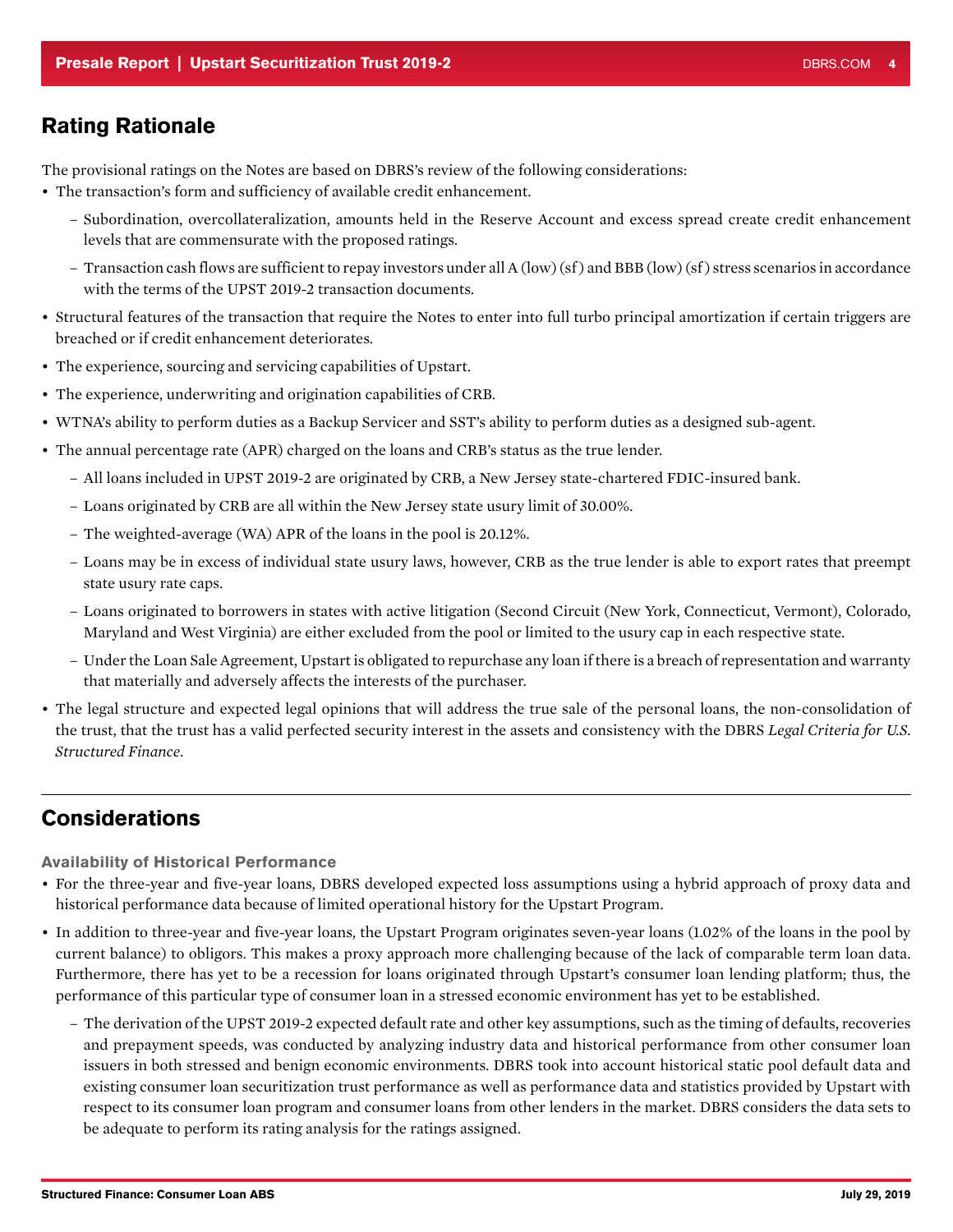## Rating Rationale

The provisional ratings on the Notes are based on DBRS's review of the following considerations:

- The transaction's form and sufficiency of available credit enhancement.
  - Subordination, overcollateralization, amounts held in the Reserve Account and excess spread create credit enhancement levels that are commensurate with the proposed ratings.
  - Transaction cash flows are sufficient to repay investors under all A (low) (sf) and BBB (low) (sf) stress scenarios in accordance with the terms of the UPST 2019-2 transaction documents.
- Structural features of the transaction that require the Notes to enter into full turbo principal amortization if certain triggers are breached or if credit enhancement deteriorates.
- The experience, sourcing and servicing capabilities of Upstart.
- The experience, underwriting and origination capabilities of CRB.
- WTNA's ability to perform duties as a Backup Servicer and SST's ability to perform duties as a designed sub-agent.
- The annual percentage rate (APR) charged on the loans and CRB's status as the true lender.
  - All loans included in UPST 2019-2 are originated by CRB, a New Jersey state-chartered FDIC-insured bank.
  - Loans originated by CRB are all within the New Jersey state usury limit of 30.00%.
  - The weighted-average (WA) APR of the loans in the pool is 20.12%.
  - Loans may be in excess of individual state usury laws, however, CRB as the true lender is able to export rates that preempt state usury rate caps.
  - Loans originated to borrowers in states with active litigation (Second Circuit (New York, Connecticut, Vermont), Colorado, Maryland and West Virginia) are either excluded from the pool or limited to the usury cap in each respective state.
  - Under the Loan Sale Agreement, Upstart is obligated to repurchase any loan if there is a breach of representation and warranty that materially and adversely affects the interests of the purchaser.
- The legal structure and expected legal opinions that will address the true sale of the personal loans, the non-consolidation of the trust, that the trust has a valid perfected security interest in the assets and consistency with the DBRS *Legal Criteria for U.S. Structured Finance*.

## Considerations

### Availability of Historical Performance

- For the three-year and five-year loans, DBRS developed expected loss assumptions using a hybrid approach of proxy data and historical performance data because of limited operational history for the Upstart Program.
- In addition to three-year and five-year loans, the Upstart Program originates seven-year loans (1.02% of the loans in the pool by current balance) to obligors. This makes a proxy approach more challenging because of the lack of comparable term loan data. Furthermore, there has yet to be a recession for loans originated through Upstart's consumer loan lending platform; thus, the performance of this particular type of consumer loan in a stressed economic environment has yet to be established.
  - The derivation of the UPST 2019-2 expected default rate and other key assumptions, such as the timing of defaults, recoveries and prepayment speeds, was conducted by analyzing industry data and historical performance from other consumer loan issuers in both stressed and benign economic environments. DBRS took into account historical static pool default data and existing consumer loan securitization trust performance as well as performance data and statistics provided by Upstart with respect to its consumer loan program and consumer loans from other lenders in the market. DBRS considers the data sets to be adequate to perform its rating analysis for the ratings assigned.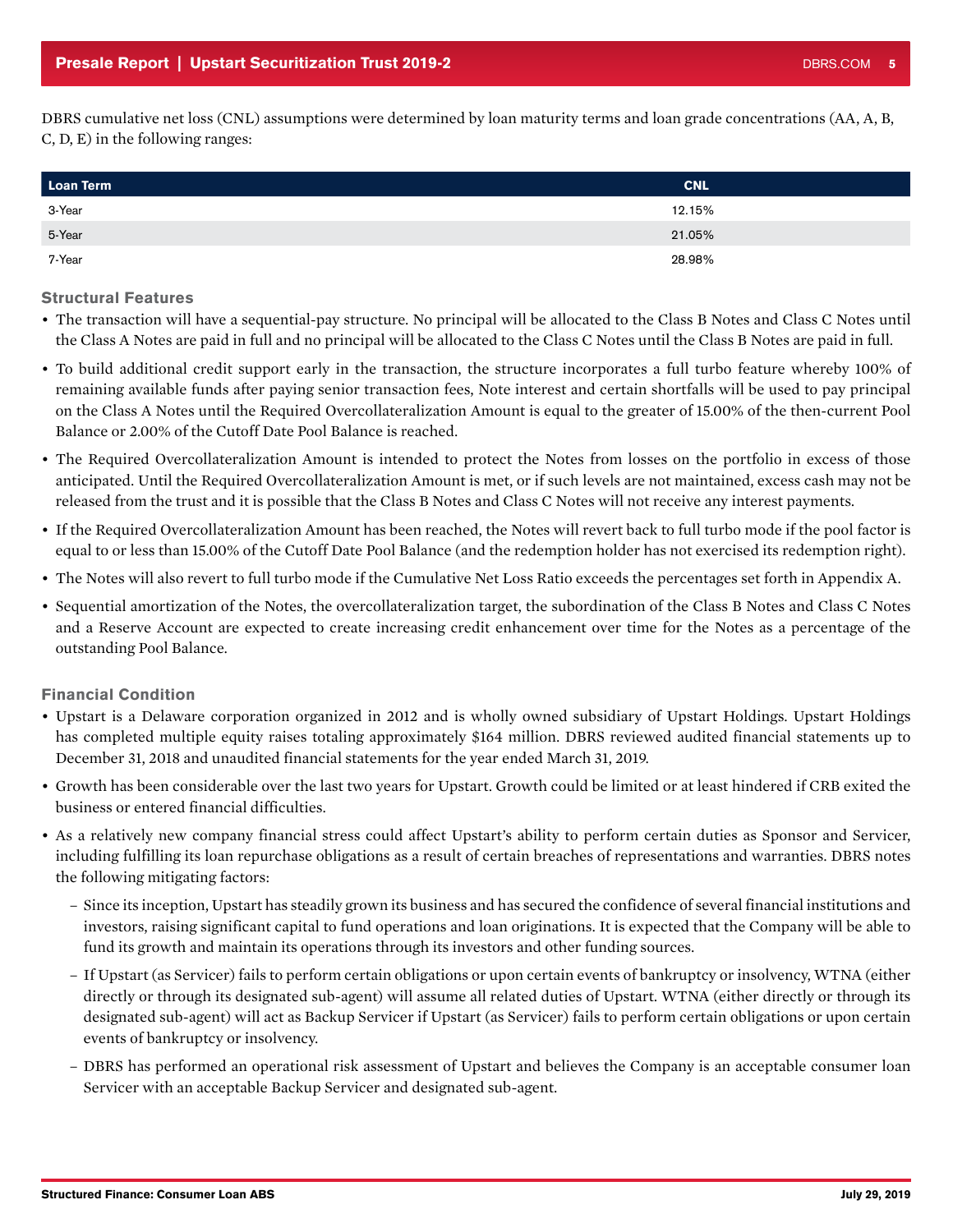DBRS cumulative net loss (CNL) assumptions were determined by loan maturity terms and loan grade concentrations (AA, A, B, C, D, E) in the following ranges:

| Loan Term | CNL |
|---|---|
| 3-Year | 12.15% |
| 5-Year | 21.05% |
| 7-Year | 28.98% |

### Structural Features

- The transaction will have a sequential-pay structure. No principal will be allocated to the Class B Notes and Class C Notes until the Class A Notes are paid in full and no principal will be allocated to the Class C Notes until the Class B Notes are paid in full.
- To build additional credit support early in the transaction, the structure incorporates a full turbo feature whereby 100% of remaining available funds after paying senior transaction fees, Note interest and certain shortfalls will be used to pay principal on the Class A Notes until the Required Overcollateralization Amount is equal to the greater of 15.00% of the then-current Pool Balance or 2.00% of the Cutoff Date Pool Balance is reached.
- The Required Overcollateralization Amount is intended to protect the Notes from losses on the portfolio in excess of those anticipated. Until the Required Overcollateralization Amount is met, or if such levels are not maintained, excess cash may not be released from the trust and it is possible that the Class B Notes and Class C Notes will not receive any interest payments.
- If the Required Overcollateralization Amount has been reached, the Notes will revert back to full turbo mode if the pool factor is equal to or less than 15.00% of the Cutoff Date Pool Balance (and the redemption holder has not exercised its redemption right).
- The Notes will also revert to full turbo mode if the Cumulative Net Loss Ratio exceeds the percentages set forth in Appendix A.
- Sequential amortization of the Notes, the overcollateralization target, the subordination of the Class B Notes and Class C Notes and a Reserve Account are expected to create increasing credit enhancement over time for the Notes as a percentage of the outstanding Pool Balance.

### Financial Condition

- Upstart is a Delaware corporation organized in 2012 and is wholly owned subsidiary of Upstart Holdings. Upstart Holdings has completed multiple equity raises totaling approximately $164 million. DBRS reviewed audited financial statements up to December 31, 2018 and unaudited financial statements for the year ended March 31, 2019.
- Growth has been considerable over the last two years for Upstart. Growth could be limited or at least hindered if CRB exited the business or entered financial difficulties.
- As a relatively new company financial stress could affect Upstart's ability to perform certain duties as Sponsor and Servicer, including fulfilling its loan repurchase obligations as a result of certain breaches of representations and warranties. DBRS notes the following mitigating factors:
  - Since its inception, Upstart has steadily grown its business and has secured the confidence of several financial institutions and investors, raising significant capital to fund operations and loan originations. It is expected that the Company will be able to fund its growth and maintain its operations through its investors and other funding sources.
  - If Upstart (as Servicer) fails to perform certain obligations or upon certain events of bankruptcy or insolvency, WTNA (either directly or through its designated sub-agent) will assume all related duties of Upstart. WTNA (either directly or through its designated sub-agent) will act as Backup Servicer if Upstart (as Servicer) fails to perform certain obligations or upon certain events of bankruptcy or insolvency.
  - DBRS has performed an operational risk assessment of Upstart and believes the Company is an acceptable consumer loan Servicer with an acceptable Backup Servicer and designated sub-agent.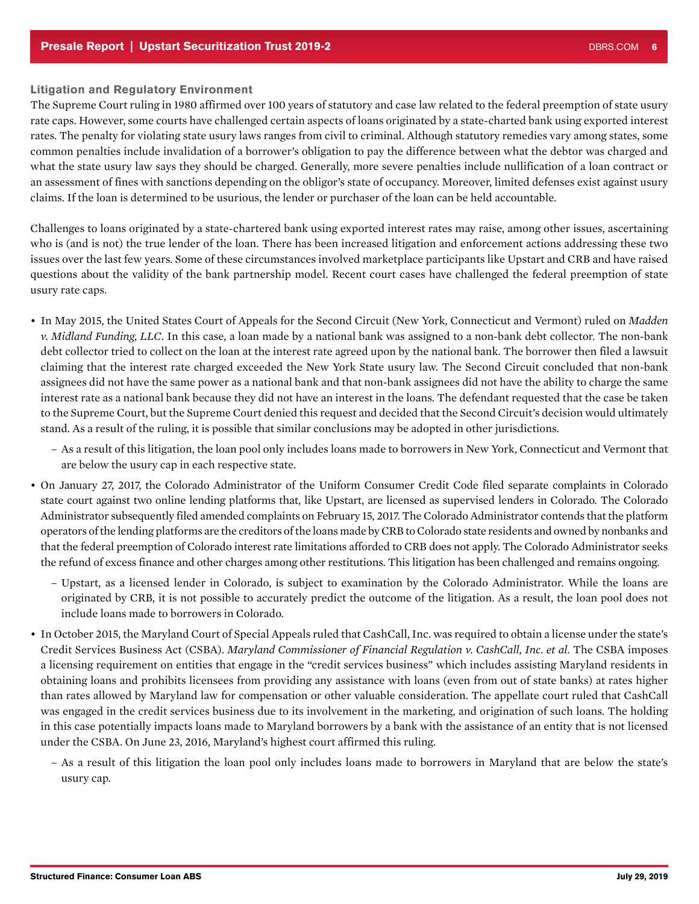### Litigation and Regulatory Environment

The Supreme Court ruling in 1980 affirmed over 100 years of statutory and case law related to the federal preemption of state usury rate caps. However, some courts have challenged certain aspects of loans originated by a state-charted bank using exported interest rates. The penalty for violating state usury laws ranges from civil to criminal. Although statutory remedies vary among states, some common penalties include invalidation of a borrower's obligation to pay the difference between what the debtor was charged and what the state usury law says they should be charged. Generally, more severe penalties include nullification of a loan contract or an assessment of fines with sanctions depending on the obligor's state of occupancy. Moreover, limited defenses exist against usury claims. If the loan is determined to be usurious, the lender or purchaser of the loan can be held accountable.

Challenges to loans originated by a state-chartered bank using exported interest rates may raise, among other issues, ascertaining who is (and is not) the true lender of the loan. There has been increased litigation and enforcement actions addressing these two issues over the last few years. Some of these circumstances involved marketplace participants like Upstart and CRB and have raised questions about the validity of the bank partnership model. Recent court cases have challenged the federal preemption of state usury rate caps.

- In May 2015, the United States Court of Appeals for the Second Circuit (New York, Connecticut and Vermont) ruled on *Madden v. Midland Funding, LLC*. In this case, a loan made by a national bank was assigned to a non-bank debt collector. The non-bank debt collector tried to collect on the loan at the interest rate agreed upon by the national bank. The borrower then filed a lawsuit claiming that the interest rate charged exceeded the New York State usury law. The Second Circuit concluded that non-bank assignees did not have the same power as a national bank and that non-bank assignees did not have the ability to charge the same interest rate as a national bank because they did not have an interest in the loans. The defendant requested that the case be taken to the Supreme Court, but the Supreme Court denied this request and decided that the Second Circuit's decision would ultimately stand. As a result of the ruling, it is possible that similar conclusions may be adopted in other jurisdictions.
  - As a result of this litigation, the loan pool only includes loans made to borrowers in New York, Connecticut and Vermont that are below the usury cap in each respective state.
- On January 27, 2017, the Colorado Administrator of the Uniform Consumer Credit Code filed separate complaints in Colorado state court against two online lending platforms that, like Upstart, are licensed as supervised lenders in Colorado. The Colorado Administrator subsequently filed amended complaints on February 15, 2017. The Colorado Administrator contends that the platform operators of the lending platforms are the creditors of the loans made by CRB to Colorado state residents and owned by nonbanks and that the federal preemption of Colorado interest rate limitations afforded to CRB does not apply. The Colorado Administrator seeks the refund of excess finance and other charges among other restitutions. This litigation has been challenged and remains ongoing.
  - Upstart, as a licensed lender in Colorado, is subject to examination by the Colorado Administrator. While the loans are originated by CRB, it is not possible to accurately predict the outcome of the litigation. As a result, the loan pool does not include loans made to borrowers in Colorado.
- In October 2015, the Maryland Court of Special Appeals ruled that CashCall, Inc. was required to obtain a license under the state's Credit Services Business Act (CSBA). *Maryland Commissioner of Financial Regulation v. CashCall, Inc. et al.* The CSBA imposes a licensing requirement on entities that engage in the "credit services business" which includes assisting Maryland residents in obtaining loans and prohibits licensees from providing any assistance with loans (even from out of state banks) at rates higher than rates allowed by Maryland law for compensation or other valuable consideration. The appellate court ruled that CashCall was engaged in the credit services business due to its involvement in the marketing, and origination of such loans. The holding in this case potentially impacts loans made to Maryland borrowers by a bank with the assistance of an entity that is not licensed under the CSBA. On June 23, 2016, Maryland's highest court affirmed this ruling.
  - As a result of this litigation the loan pool only includes loans made to borrowers in Maryland that are below the state's usury cap.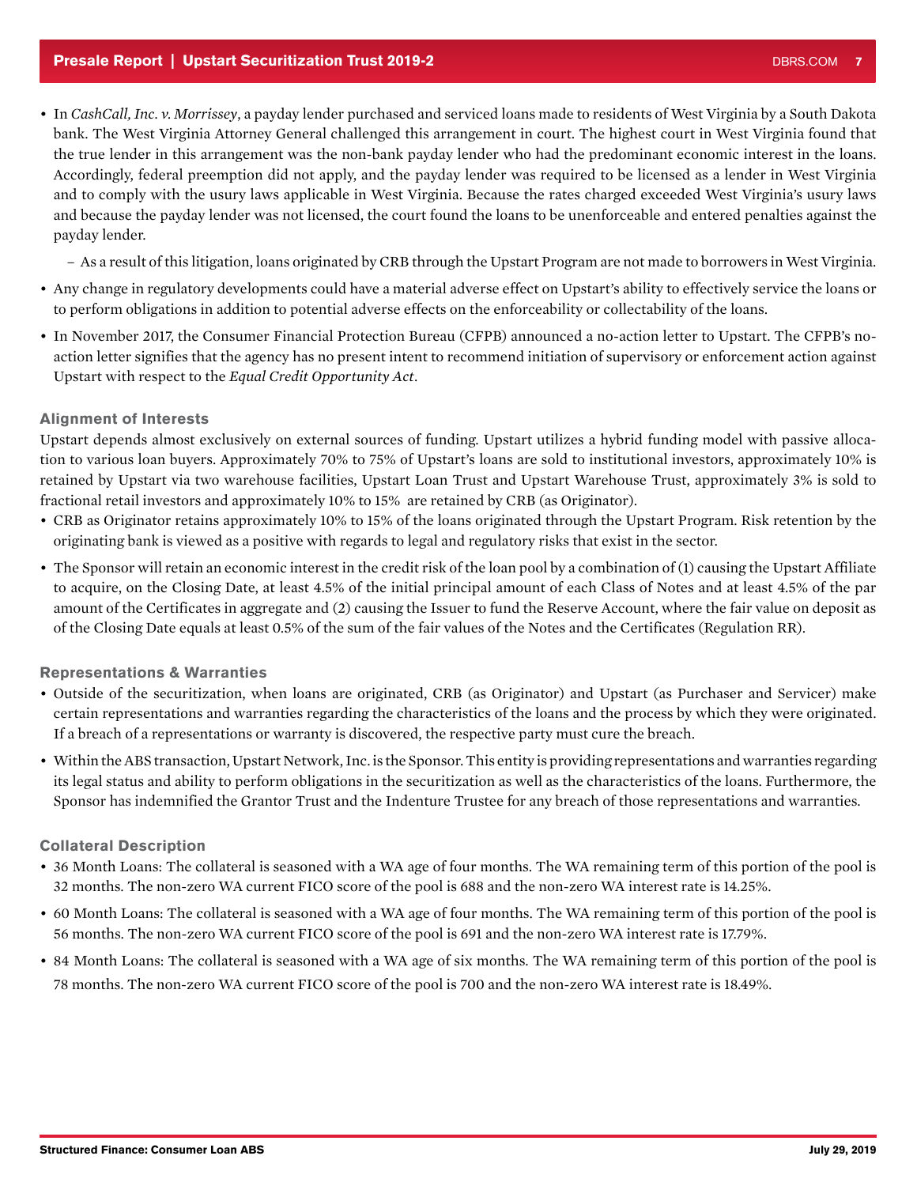- In *CashCall, Inc. v. Morrissey*, a payday lender purchased and serviced loans made to residents of West Virginia by a South Dakota bank. The West Virginia Attorney General challenged this arrangement in court. The highest court in West Virginia found that the true lender in this arrangement was the non-bank payday lender who had the predominant economic interest in the loans. Accordingly, federal preemption did not apply, and the payday lender was required to be licensed as a lender in West Virginia and to comply with the usury laws applicable in West Virginia. Because the rates charged exceeded West Virginia's usury laws and because the payday lender was not licensed, the court found the loans to be unenforceable and entered penalties against the payday lender.
  - As a result of this litigation, loans originated by CRB through the Upstart Program are not made to borrowers in West Virginia.
- Any change in regulatory developments could have a material adverse effect on Upstart's ability to effectively service the loans or to perform obligations in addition to potential adverse effects on the enforceability or collectability of the loans.
- In November 2017, the Consumer Financial Protection Bureau (CFPB) announced a no-action letter to Upstart. The CFPB's no-action letter signifies that the agency has no present intent to recommend initiation of supervisory or enforcement action against Upstart with respect to the *Equal Credit Opportunity Act*.

### Alignment of Interests

Upstart depends almost exclusively on external sources of funding. Upstart utilizes a hybrid funding model with passive allocation to various loan buyers. Approximately 70% to 75% of Upstart's loans are sold to institutional investors, approximately 10% is retained by Upstart via two warehouse facilities, Upstart Loan Trust and Upstart Warehouse Trust, approximately 3% is sold to fractional retail investors and approximately 10% to 15% are retained by CRB (as Originator).

- CRB as Originator retains approximately 10% to 15% of the loans originated through the Upstart Program. Risk retention by the originating bank is viewed as a positive with regards to legal and regulatory risks that exist in the sector.
- The Sponsor will retain an economic interest in the credit risk of the loan pool by a combination of (1) causing the Upstart Affiliate to acquire, on the Closing Date, at least 4.5% of the initial principal amount of each Class of Notes and at least 4.5% of the par amount of the Certificates in aggregate and (2) causing the Issuer to fund the Reserve Account, where the fair value on deposit as of the Closing Date equals at least 0.5% of the sum of the fair values of the Notes and the Certificates (Regulation RR).

### Representations & Warranties

- Outside of the securitization, when loans are originated, CRB (as Originator) and Upstart (as Purchaser and Servicer) make certain representations and warranties regarding the characteristics of the loans and the process by which they were originated. If a breach of a representations or warranty is discovered, the respective party must cure the breach.
- Within the ABS transaction, Upstart Network, Inc. is the Sponsor. This entity is providing representations and warranties regarding its legal status and ability to perform obligations in the securitization as well as the characteristics of the loans. Furthermore, the Sponsor has indemnified the Grantor Trust and the Indenture Trustee for any breach of those representations and warranties.

### Collateral Description

- 36 Month Loans: The collateral is seasoned with a WA age of four months. The WA remaining term of this portion of the pool is 32 months. The non-zero WA current FICO score of the pool is 688 and the non-zero WA interest rate is 14.25%.
- 60 Month Loans: The collateral is seasoned with a WA age of four months. The WA remaining term of this portion of the pool is 56 months. The non-zero WA current FICO score of the pool is 691 and the non-zero WA interest rate is 17.79%.
- 84 Month Loans: The collateral is seasoned with a WA age of six months. The WA remaining term of this portion of the pool is 78 months. The non-zero WA current FICO score of the pool is 700 and the non-zero WA interest rate is 18.49%.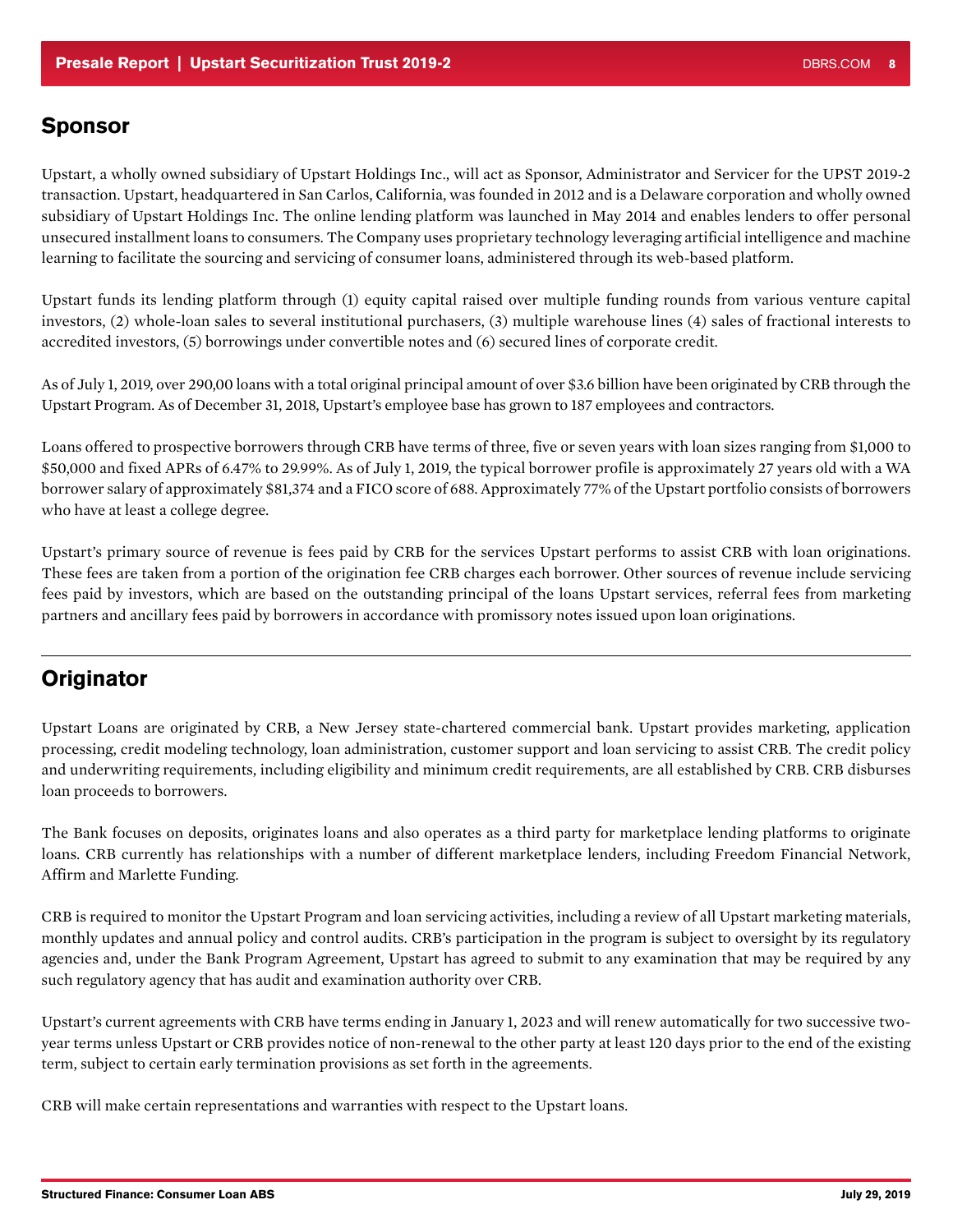## Sponsor

Upstart, a wholly owned subsidiary of Upstart Holdings Inc., will act as Sponsor, Administrator and Servicer for the UPST 2019-2 transaction. Upstart, headquartered in San Carlos, California, was founded in 2012 and is a Delaware corporation and wholly owned subsidiary of Upstart Holdings Inc. The online lending platform was launched in May 2014 and enables lenders to offer personal unsecured installment loans to consumers. The Company uses proprietary technology leveraging artificial intelligence and machine learning to facilitate the sourcing and servicing of consumer loans, administered through its web-based platform.

Upstart funds its lending platform through (1) equity capital raised over multiple funding rounds from various venture capital investors, (2) whole-loan sales to several institutional purchasers, (3) multiple warehouse lines (4) sales of fractional interests to accredited investors, (5) borrowings under convertible notes and (6) secured lines of corporate credit.

As of July 1, 2019, over 290,00 loans with a total original principal amount of over $3.6 billion have been originated by CRB through the Upstart Program. As of December 31, 2018, Upstart's employee base has grown to 187 employees and contractors.

Loans offered to prospective borrowers through CRB have terms of three, five or seven years with loan sizes ranging from $1,000 to $50,000 and fixed APRs of 6.47% to 29.99%. As of July 1, 2019, the typical borrower profile is approximately 27 years old with a WA borrower salary of approximately $81,374 and a FICO score of 688. Approximately 77% of the Upstart portfolio consists of borrowers who have at least a college degree.

Upstart's primary source of revenue is fees paid by CRB for the services Upstart performs to assist CRB with loan originations. These fees are taken from a portion of the origination fee CRB charges each borrower. Other sources of revenue include servicing fees paid by investors, which are based on the outstanding principal of the loans Upstart services, referral fees from marketing partners and ancillary fees paid by borrowers in accordance with promissory notes issued upon loan originations.

## Originator

Upstart Loans are originated by CRB, a New Jersey state-chartered commercial bank. Upstart provides marketing, application processing, credit modeling technology, loan administration, customer support and loan servicing to assist CRB. The credit policy and underwriting requirements, including eligibility and minimum credit requirements, are all established by CRB. CRB disburses loan proceeds to borrowers.

The Bank focuses on deposits, originates loans and also operates as a third party for marketplace lending platforms to originate loans. CRB currently has relationships with a number of different marketplace lenders, including Freedom Financial Network, Affirm and Marlette Funding.

CRB is required to monitor the Upstart Program and loan servicing activities, including a review of all Upstart marketing materials, monthly updates and annual policy and control audits. CRB's participation in the program is subject to oversight by its regulatory agencies and, under the Bank Program Agreement, Upstart has agreed to submit to any examination that may be required by any such regulatory agency that has audit and examination authority over CRB.

Upstart's current agreements with CRB have terms ending in January 1, 2023 and will renew automatically for two successive two-year terms unless Upstart or CRB provides notice of non-renewal to the other party at least 120 days prior to the end of the existing term, subject to certain early termination provisions as set forth in the agreements.

CRB will make certain representations and warranties with respect to the Upstart loans.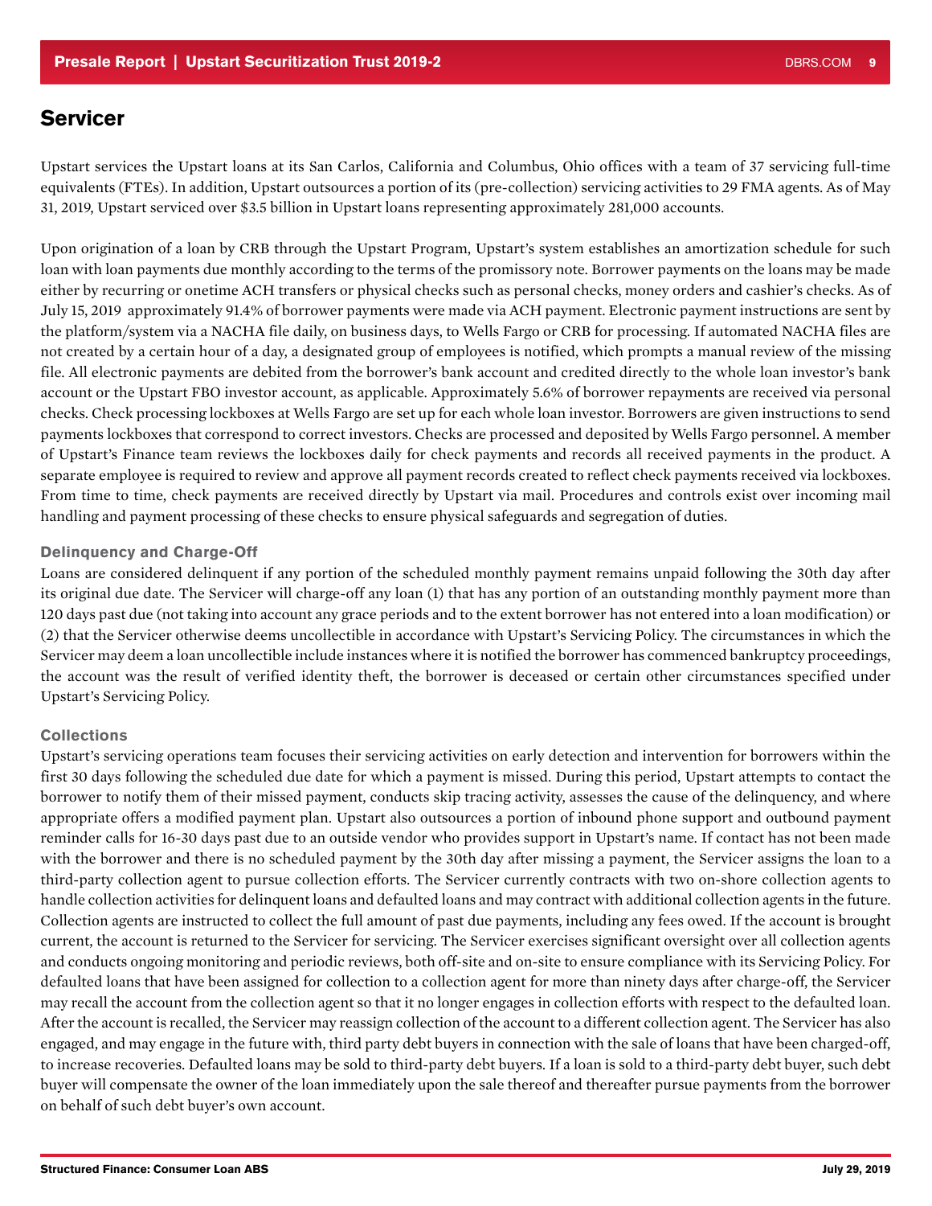## Servicer

Upstart services the Upstart loans at its San Carlos, California and Columbus, Ohio offices with a team of 37 servicing full-time equivalents (FTEs). In addition, Upstart outsources a portion of its (pre-collection) servicing activities to 29 FMA agents. As of May 31, 2019, Upstart serviced over $3.5 billion in Upstart loans representing approximately 281,000 accounts.

Upon origination of a loan by CRB through the Upstart Program, Upstart's system establishes an amortization schedule for such loan with loan payments due monthly according to the terms of the promissory note. Borrower payments on the loans may be made either by recurring or onetime ACH transfers or physical checks such as personal checks, money orders and cashier's checks. As of July 15, 2019 approximately 91.4% of borrower payments were made via ACH payment. Electronic payment instructions are sent by the platform/system via a NACHA file daily, on business days, to Wells Fargo or CRB for processing. If automated NACHA files are not created by a certain hour of a day, a designated group of employees is notified, which prompts a manual review of the missing file. All electronic payments are debited from the borrower's bank account and credited directly to the whole loan investor's bank account or the Upstart FBO investor account, as applicable. Approximately 5.6% of borrower repayments are received via personal checks. Check processing lockboxes at Wells Fargo are set up for each whole loan investor. Borrowers are given instructions to send payments lockboxes that correspond to correct investors. Checks are processed and deposited by Wells Fargo personnel. A member of Upstart's Finance team reviews the lockboxes daily for check payments and records all received payments in the product. A separate employee is required to review and approve all payment records created to reflect check payments received via lockboxes. From time to time, check payments are received directly by Upstart via mail. Procedures and controls exist over incoming mail handling and payment processing of these checks to ensure physical safeguards and segregation of duties.

### Delinquency and Charge-Off

Loans are considered delinquent if any portion of the scheduled monthly payment remains unpaid following the 30th day after its original due date. The Servicer will charge-off any loan (1) that has any portion of an outstanding monthly payment more than 120 days past due (not taking into account any grace periods and to the extent borrower has not entered into a loan modification) or (2) that the Servicer otherwise deems uncollectible in accordance with Upstart's Servicing Policy. The circumstances in which the Servicer may deem a loan uncollectible include instances where it is notified the borrower has commenced bankruptcy proceedings, the account was the result of verified identity theft, the borrower is deceased or certain other circumstances specified under Upstart's Servicing Policy.

### Collections

Upstart's servicing operations team focuses their servicing activities on early detection and intervention for borrowers within the first 30 days following the scheduled due date for which a payment is missed. During this period, Upstart attempts to contact the borrower to notify them of their missed payment, conducts skip tracing activity, assesses the cause of the delinquency, and where appropriate offers a modified payment plan. Upstart also outsources a portion of inbound phone support and outbound payment reminder calls for 16-30 days past due to an outside vendor who provides support in Upstart's name. If contact has not been made with the borrower and there is no scheduled payment by the 30th day after missing a payment, the Servicer assigns the loan to a third-party collection agent to pursue collection efforts. The Servicer currently contracts with two on-shore collection agents to handle collection activities for delinquent loans and defaulted loans and may contract with additional collection agents in the future. Collection agents are instructed to collect the full amount of past due payments, including any fees owed. If the account is brought current, the account is returned to the Servicer for servicing. The Servicer exercises significant oversight over all collection agents and conducts ongoing monitoring and periodic reviews, both off-site and on-site to ensure compliance with its Servicing Policy. For defaulted loans that have been assigned for collection to a collection agent for more than ninety days after charge-off, the Servicer may recall the account from the collection agent so that it no longer engages in collection efforts with respect to the defaulted loan. After the account is recalled, the Servicer may reassign collection of the account to a different collection agent. The Servicer has also engaged, and may engage in the future with, third party debt buyers in connection with the sale of loans that have been charged-off, to increase recoveries. Defaulted loans may be sold to third-party debt buyers. If a loan is sold to a third-party debt buyer, such debt buyer will compensate the owner of the loan immediately upon the sale thereof and thereafter pursue payments from the borrower on behalf of such debt buyer's own account.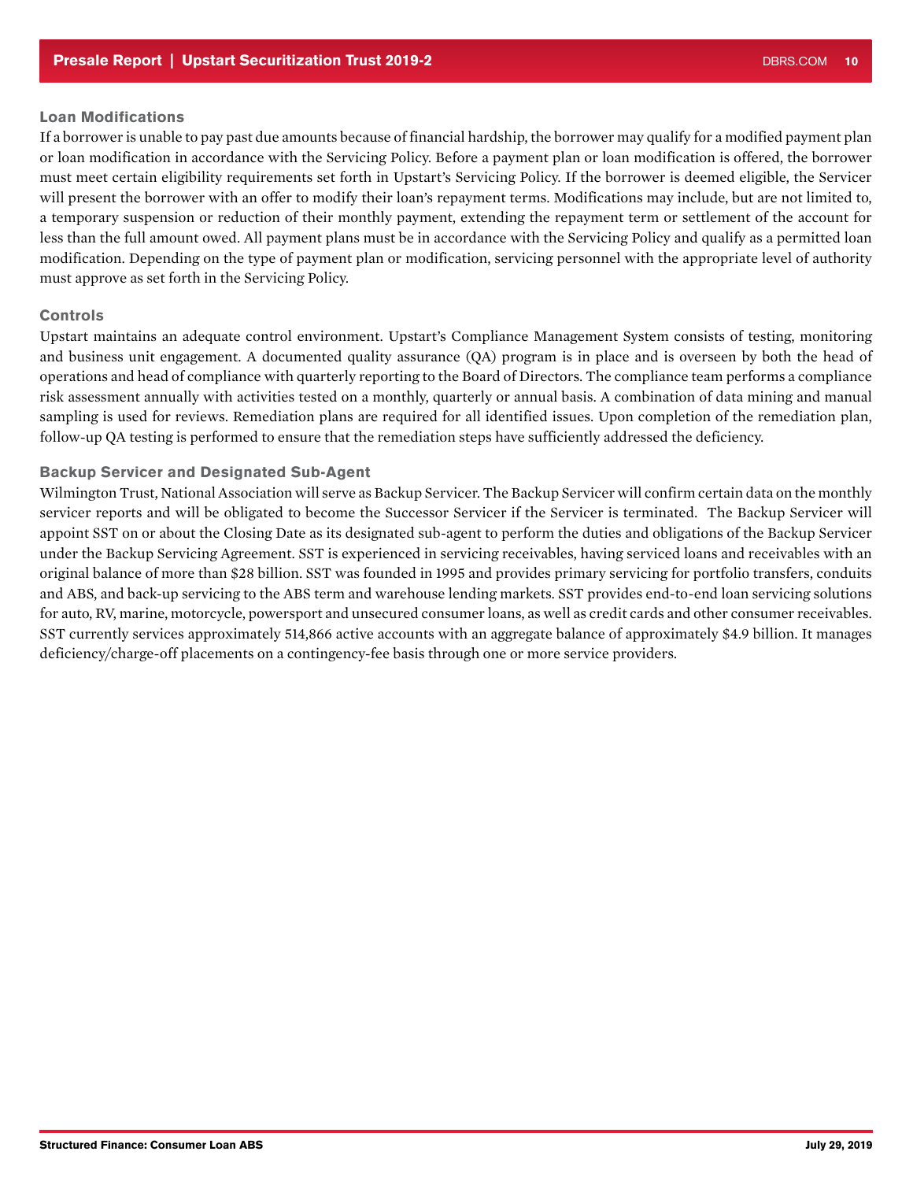### Loan Modifications

If a borrower is unable to pay past due amounts because of financial hardship, the borrower may qualify for a modified payment plan or loan modification in accordance with the Servicing Policy. Before a payment plan or loan modification is offered, the borrower must meet certain eligibility requirements set forth in Upstart's Servicing Policy. If the borrower is deemed eligible, the Servicer will present the borrower with an offer to modify their loan's repayment terms. Modifications may include, but are not limited to, a temporary suspension or reduction of their monthly payment, extending the repayment term or settlement of the account for less than the full amount owed. All payment plans must be in accordance with the Servicing Policy and qualify as a permitted loan modification. Depending on the type of payment plan or modification, servicing personnel with the appropriate level of authority must approve as set forth in the Servicing Policy.

### Controls

Upstart maintains an adequate control environment. Upstart's Compliance Management System consists of testing, monitoring and business unit engagement. A documented quality assurance (QA) program is in place and is overseen by both the head of operations and head of compliance with quarterly reporting to the Board of Directors. The compliance team performs a compliance risk assessment annually with activities tested on a monthly, quarterly or annual basis. A combination of data mining and manual sampling is used for reviews. Remediation plans are required for all identified issues. Upon completion of the remediation plan, follow-up QA testing is performed to ensure that the remediation steps have sufficiently addressed the deficiency.

### Backup Servicer and Designated Sub-Agent

Wilmington Trust, National Association will serve as Backup Servicer. The Backup Servicer will confirm certain data on the monthly servicer reports and will be obligated to become the Successor Servicer if the Servicer is terminated. The Backup Servicer will appoint SST on or about the Closing Date as its designated sub-agent to perform the duties and obligations of the Backup Servicer under the Backup Servicing Agreement. SST is experienced in servicing receivables, having serviced loans and receivables with an original balance of more than $28 billion. SST was founded in 1995 and provides primary servicing for portfolio transfers, conduits and ABS, and back-up servicing to the ABS term and warehouse lending markets. SST provides end-to-end loan servicing solutions for auto, RV, marine, motorcycle, powersport and unsecured consumer loans, as well as credit cards and other consumer receivables. SST currently services approximately 514,866 active accounts with an aggregate balance of approximately $4.9 billion. It manages deficiency/charge-off placements on a contingency-fee basis through one or more service providers.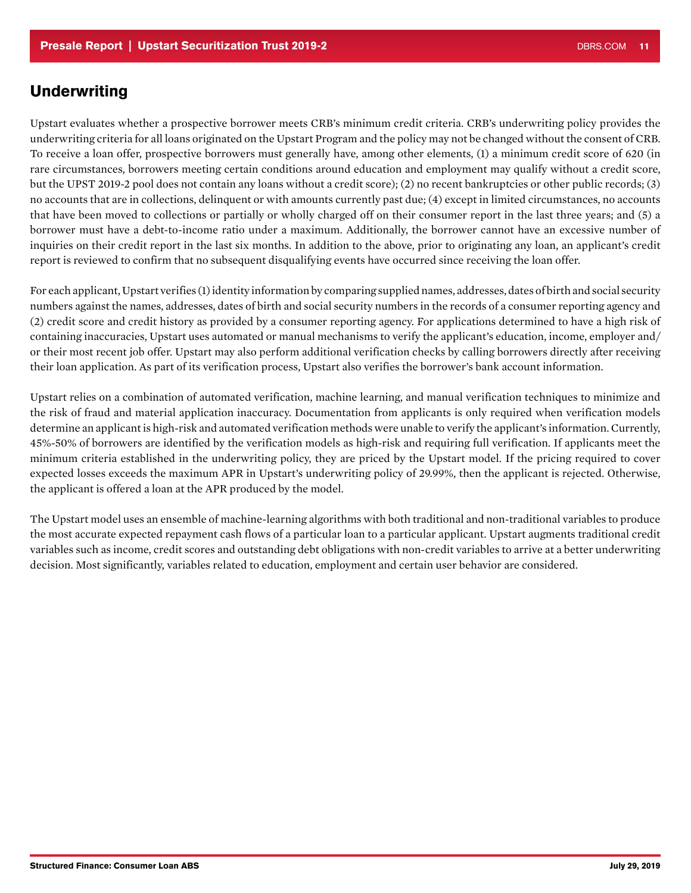## Underwriting

Upstart evaluates whether a prospective borrower meets CRB's minimum credit criteria. CRB's underwriting policy provides the underwriting criteria for all loans originated on the Upstart Program and the policy may not be changed without the consent of CRB. To receive a loan offer, prospective borrowers must generally have, among other elements, (1) a minimum credit score of 620 (in rare circumstances, borrowers meeting certain conditions around education and employment may qualify without a credit score, but the UPST 2019-2 pool does not contain any loans without a credit score); (2) no recent bankruptcies or other public records; (3) no accounts that are in collections, delinquent or with amounts currently past due; (4) except in limited circumstances, no accounts that have been moved to collections or partially or wholly charged off on their consumer report in the last three years; and (5) a borrower must have a debt-to-income ratio under a maximum. Additionally, the borrower cannot have an excessive number of inquiries on their credit report in the last six months. In addition to the above, prior to originating any loan, an applicant's credit report is reviewed to confirm that no subsequent disqualifying events have occurred since receiving the loan offer.

For each applicant, Upstart verifies (1) identity information by comparing supplied names, addresses, dates of birth and social security numbers against the names, addresses, dates of birth and social security numbers in the records of a consumer reporting agency and (2) credit score and credit history as provided by a consumer reporting agency. For applications determined to have a high risk of containing inaccuracies, Upstart uses automated or manual mechanisms to verify the applicant's education, income, employer and/or their most recent job offer. Upstart may also perform additional verification checks by calling borrowers directly after receiving their loan application. As part of its verification process, Upstart also verifies the borrower's bank account information.

Upstart relies on a combination of automated verification, machine learning, and manual verification techniques to minimize and the risk of fraud and material application inaccuracy. Documentation from applicants is only required when verification models determine an applicant is high-risk and automated verification methods were unable to verify the applicant's information. Currently, 45%-50% of borrowers are identified by the verification models as high-risk and requiring full verification. If applicants meet the minimum criteria established in the underwriting policy, they are priced by the Upstart model. If the pricing required to cover expected losses exceeds the maximum APR in Upstart's underwriting policy of 29.99%, then the applicant is rejected. Otherwise, the applicant is offered a loan at the APR produced by the model.

The Upstart model uses an ensemble of machine-learning algorithms with both traditional and non-traditional variables to produce the most accurate expected repayment cash flows of a particular loan to a particular applicant. Upstart augments traditional credit variables such as income, credit scores and outstanding debt obligations with non-credit variables to arrive at a better underwriting decision. Most significantly, variables related to education, employment and certain user behavior are considered.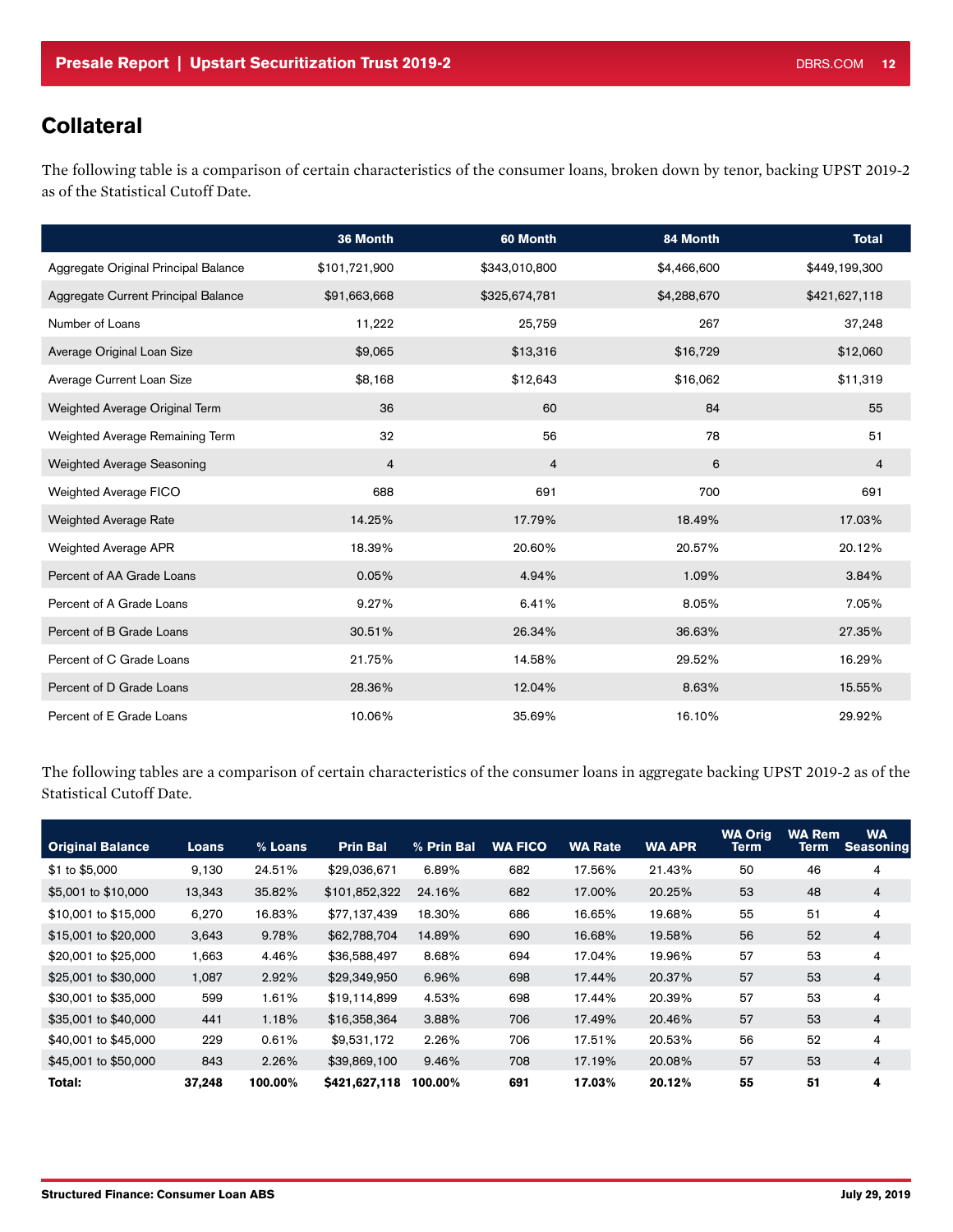## Collateral

The following table is a comparison of certain characteristics of the consumer loans, broken down by tenor, backing UPST 2019-2 as of the Statistical Cutoff Date.

| | 36 Month | 60 Month | 84 Month | Total |
|---|---|---|---|---|
| Aggregate Original Principal Balance | $101,721,900 | $343,010,800 | $4,466,600 | $449,199,300 |
| Aggregate Current Principal Balance | $91,663,668 | $325,674,781 | $4,288,670 | $421,627,118 |
| Number of Loans | 11,222 | 25,759 | 267 | 37,248 |
| Average Original Loan Size | $9,065 | $13,316 | $16,729 | $12,060 |
| Average Current Loan Size | $8,168 | $12,643 | $16,062 | $11,319 |
| Weighted Average Original Term | 36 | 60 | 84 | 55 |
| Weighted Average Remaining Term | 32 | 56 | 78 | 51 |
| Weighted Average Seasoning | 4 | 4 | 6 | 4 |
| Weighted Average FICO | 688 | 691 | 700 | 691 |
| Weighted Average Rate | 14.25% | 17.79% | 18.49% | 17.03% |
| Weighted Average APR | 18.39% | 20.60% | 20.57% | 20.12% |
| Percent of AA Grade Loans | 0.05% | 4.94% | 1.09% | 3.84% |
| Percent of A Grade Loans | 9.27% | 6.41% | 8.05% | 7.05% |
| Percent of B Grade Loans | 30.51% | 26.34% | 36.63% | 27.35% |
| Percent of C Grade Loans | 21.75% | 14.58% | 29.52% | 16.29% |
| Percent of D Grade Loans | 28.36% | 12.04% | 8.63% | 15.55% |
| Percent of E Grade Loans | 10.06% | 35.69% | 16.10% | 29.92% |

The following tables are a comparison of certain characteristics of the consumer loans in aggregate backing UPST 2019-2 as of the Statistical Cutoff Date.

| Original Balance | Loans | % Loans | Prin Bal | % Prin Bal | WA FICO | WA Rate | WA APR | WA Orig Term | WA Rem Term | WA Seasoning |
|---|---|---|---|---|---|---|---|---|---|---|
| $1 to $5,000 | 9,130 | 24.51% | $29,036,671 | 6.89% | 682 | 17.56% | 21.43% | 50 | 46 | 4 |
| $5,001 to $10,000 | 13,343 | 35.82% | $101,852,322 | 24.16% | 682 | 17.00% | 20.25% | 53 | 48 | 4 |
| $10,001 to $15,000 | 6,270 | 16.83% | $77,137,439 | 18.30% | 686 | 16.65% | 19.68% | 55 | 51 | 4 |
| $15,001 to $20,000 | 3,643 | 9.78% | $62,788,704 | 14.89% | 690 | 16.68% | 19.58% | 56 | 52 | 4 |
| $20,001 to $25,000 | 1,663 | 4.46% | $36,588,497 | 8.68% | 694 | 17.04% | 19.96% | 57 | 53 | 4 |
| $25,001 to $30,000 | 1,087 | 2.92% | $29,349,950 | 6.96% | 698 | 17.44% | 20.37% | 57 | 53 | 4 |
| $30,001 to $35,000 | 599 | 1.61% | $19,114,899 | 4.53% | 698 | 17.44% | 20.39% | 57 | 53 | 4 |
| $35,001 to $40,000 | 441 | 1.18% | $16,358,364 | 3.88% | 706 | 17.49% | 20.46% | 57 | 53 | 4 |
| $40,001 to $45,000 | 229 | 0.61% | $9,531,172 | 2.26% | 706 | 17.51% | 20.53% | 56 | 52 | 4 |
| $45,001 to $50,000 | 843 | 2.26% | $39,869,100 | 9.46% | 708 | 17.19% | 20.08% | 57 | 53 | 4 |
| **Total:** | **37,248** | **100.00%** | **$421,627,118** | **100.00%** | **691** | **17.03%** | **20.12%** | **55** | **51** | **4** |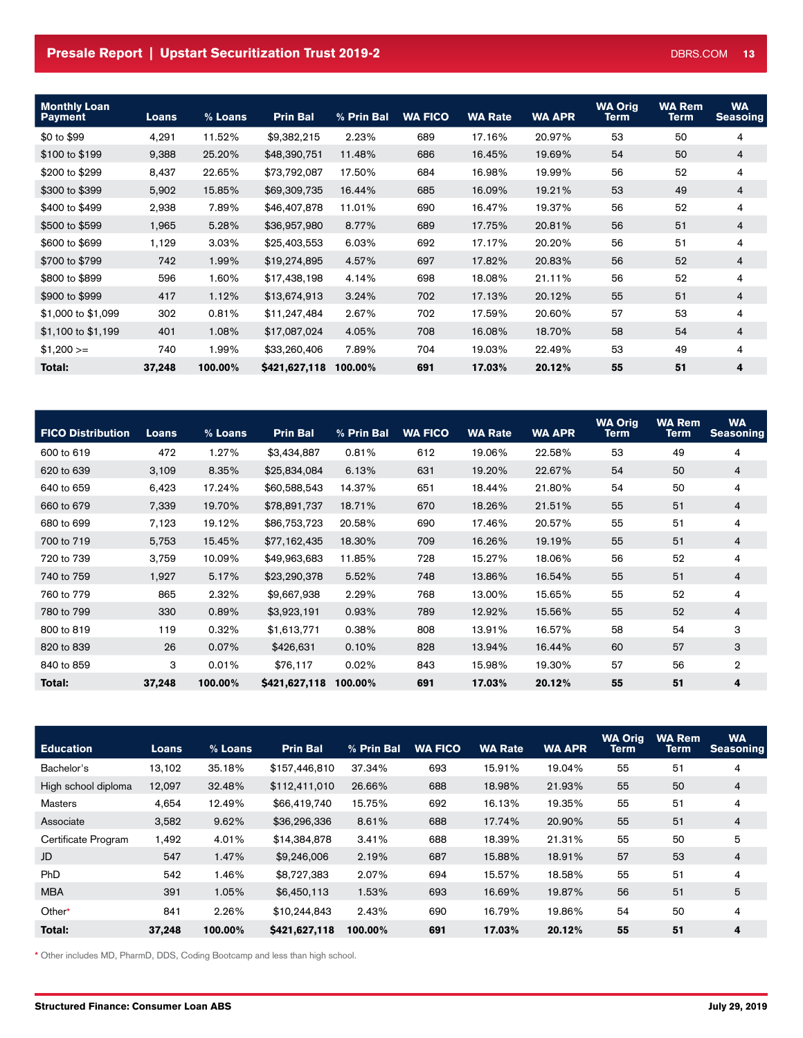| Monthly Loan Payment | Loans | % Loans | Prin Bal | % Prin Bal | WA FICO | WA Rate | WA APR | WA Orig Term | WA Rem Term | WA Seasoning |
|---|---|---|---|---|---|---|---|---|---|---|
| $0 to $99 | 4,291 | 11.52% | $9,382,215 | 2.23% | 689 | 17.16% | 20.97% | 53 | 50 | 4 |
| $100 to $199 | 9,388 | 25.20% | $48,390,751 | 11.48% | 686 | 16.45% | 19.69% | 54 | 50 | 4 |
| $200 to $299 | 8,437 | 22.65% | $73,792,087 | 17.50% | 684 | 16.98% | 19.99% | 56 | 52 | 4 |
| $300 to $399 | 5,902 | 15.85% | $69,309,735 | 16.44% | 685 | 16.09% | 19.21% | 53 | 49 | 4 |
| $400 to $499 | 2,938 | 7.89% | $46,407,878 | 11.01% | 690 | 16.47% | 19.37% | 56 | 52 | 4 |
| $500 to $599 | 1,965 | 5.28% | $36,957,980 | 8.77% | 689 | 17.75% | 20.81% | 56 | 51 | 4 |
| $600 to $699 | 1,129 | 3.03% | $25,403,553 | 6.03% | 692 | 17.17% | 20.20% | 56 | 51 | 4 |
| $700 to $799 | 742 | 1.99% | $19,274,895 | 4.57% | 697 | 17.82% | 20.83% | 56 | 52 | 4 |
| $800 to $899 | 596 | 1.60% | $17,438,198 | 4.14% | 698 | 18.08% | 21.11% | 56 | 52 | 4 |
| $900 to $999 | 417 | 1.12% | $13,674,913 | 3.24% | 702 | 17.13% | 20.12% | 55 | 51 | 4 |
| $1,000 to $1,099 | 302 | 0.81% | $11,247,484 | 2.67% | 702 | 17.59% | 20.60% | 57 | 53 | 4 |
| $1,100 to $1,199 | 401 | 1.08% | $17,087,024 | 4.05% | 708 | 16.08% | 18.70% | 58 | 54 | 4 |
| $1,200 >= | 740 | 1.99% | $33,260,406 | 7.89% | 704 | 19.03% | 22.49% | 53 | 49 | 4 |
| **Total:** | **37,248** | **100.00%** | **$421,627,118** | **100.00%** | **691** | **17.03%** | **20.12%** | **55** | **51** | **4** |

| FICO Distribution | Loans | % Loans | Prin Bal | % Prin Bal | WA FICO | WA Rate | WA APR | WA Orig Term | WA Rem Term | WA Seasoning |
|---|---|---|---|---|---|---|---|---|---|---|
| 600 to 619 | 472 | 1.27% | $3,434,887 | 0.81% | 612 | 19.06% | 22.58% | 53 | 49 | 4 |
| 620 to 639 | 3,109 | 8.35% | $25,834,084 | 6.13% | 631 | 19.20% | 22.67% | 54 | 50 | 4 |
| 640 to 659 | 6,423 | 17.24% | $60,588,543 | 14.37% | 651 | 18.44% | 21.80% | 54 | 50 | 4 |
| 660 to 679 | 7,339 | 19.70% | $78,891,737 | 18.71% | 670 | 18.26% | 21.51% | 55 | 51 | 4 |
| 680 to 699 | 7,123 | 19.12% | $86,753,723 | 20.58% | 690 | 17.46% | 20.57% | 55 | 51 | 4 |
| 700 to 719 | 5,753 | 15.45% | $77,162,435 | 18.30% | 709 | 16.26% | 19.19% | 55 | 51 | 4 |
| 720 to 739 | 3,759 | 10.09% | $49,963,683 | 11.85% | 728 | 15.27% | 18.06% | 56 | 52 | 4 |
| 740 to 759 | 1,927 | 5.17% | $23,290,378 | 5.52% | 748 | 13.86% | 16.54% | 55 | 51 | 4 |
| 760 to 779 | 865 | 2.32% | $9,667,938 | 2.29% | 768 | 13.00% | 15.65% | 55 | 52 | 4 |
| 780 to 799 | 330 | 0.89% | $3,923,191 | 0.93% | 789 | 12.92% | 15.56% | 55 | 52 | 4 |
| 800 to 819 | 119 | 0.32% | $1,613,771 | 0.38% | 808 | 13.91% | 16.57% | 58 | 54 | 3 |
| 820 to 839 | 26 | 0.07% | $426,631 | 0.10% | 828 | 13.94% | 16.44% | 60 | 57 | 3 |
| 840 to 859 | 3 | 0.01% | $76,117 | 0.02% | 843 | 15.98% | 19.30% | 57 | 56 | 2 |
| **Total:** | **37,248** | **100.00%** | **$421,627,118** | **100.00%** | **691** | **17.03%** | **20.12%** | **55** | **51** | **4** |

| Education | Loans | % Loans | Prin Bal | % Prin Bal | WA FICO | WA Rate | WA APR | WA Orig Term | WA Rem Term | WA Seasoning |
|---|---|---|---|---|---|---|---|---|---|---|
| Bachelor's | 13,102 | 35.18% | $157,446,810 | 37.34% | 693 | 15.91% | 19.04% | 55 | 51 | 4 |
| High school diploma | 12,097 | 32.48% | $112,411,010 | 26.66% | 688 | 18.98% | 21.93% | 55 | 50 | 4 |
| Masters | 4,654 | 12.49% | $66,419,740 | 15.75% | 692 | 16.13% | 19.35% | 55 | 51 | 4 |
| Associate | 3,582 | 9.62% | $36,296,336 | 8.61% | 688 | 17.74% | 20.90% | 55 | 51 | 4 |
| Certificate Program | 1,492 | 4.01% | $14,384,878 | 3.41% | 688 | 18.39% | 21.31% | 55 | 50 | 5 |
| JD | 547 | 1.47% | $9,246,006 | 2.19% | 687 | 15.88% | 18.91% | 57 | 53 | 4 |
| PhD | 542 | 1.46% | $8,727,383 | 2.07% | 694 | 15.57% | 18.58% | 55 | 51 | 4 |
| MBA | 391 | 1.05% | $6,450,113 | 1.53% | 693 | 16.69% | 19.87% | 56 | 51 | 5 |
| Other* | 841 | 2.26% | $10,244,843 | 2.43% | 690 | 16.79% | 19.86% | 54 | 50 | 4 |
| **Total:** | **37,248** | **100.00%** | **$421,627,118** | **100.00%** | **691** | **17.03%** | **20.12%** | **55** | **51** | **4** |

* Other includes MD, PharmD, DDS, Coding Bootcamp and less than high school.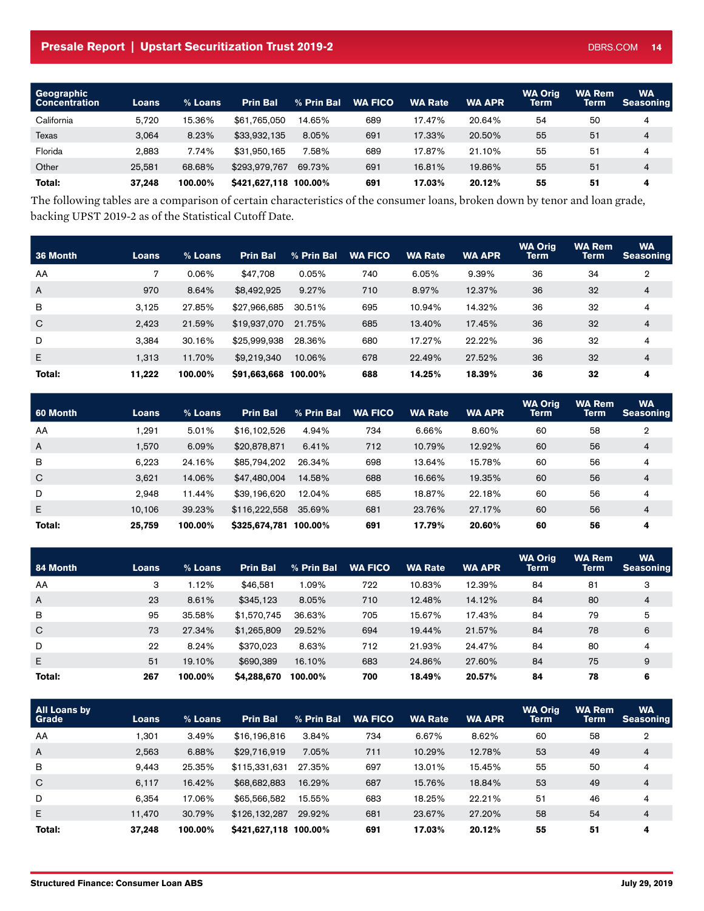| Geographic Concentration | Loans | % Loans | Prin Bal | % Prin Bal | WA FICO | WA Rate | WA APR | WA Orig Term | WA Rem Term | WA Seasoning |
|---|---|---|---|---|---|---|---|---|---|---|
| California | 5,720 | 15.36% | $61,765,050 | 14.65% | 689 | 17.47% | 20.64% | 54 | 50 | 4 |
| Texas | 3,064 | 8.23% | $33,932,135 | 8.05% | 691 | 17.33% | 20.50% | 55 | 51 | 4 |
| Florida | 2,883 | 7.74% | $31,950,165 | 7.58% | 689 | 17.87% | 21.10% | 55 | 51 | 4 |
| Other | 25,581 | 68.68% | $293,979,767 | 69.73% | 691 | 16.81% | 19.86% | 55 | 51 | 4 |
| **Total:** | **37,248** | **100.00%** | **$421,627,118** | **100.00%** | **691** | **17.03%** | **20.12%** | **55** | **51** | **4** |

The following tables are a comparison of certain characteristics of the consumer loans, broken down by tenor and loan grade, backing UPST 2019-2 as of the Statistical Cutoff Date.

| 36 Month | Loans | % Loans | Prin Bal | % Prin Bal | WA FICO | WA Rate | WA APR | WA Orig Term | WA Rem Term | WA Seasoning |
|---|---|---|---|---|---|---|---|---|---|---|
| AA | 7 | 0.06% | $47,708 | 0.05% | 740 | 6.05% | 9.39% | 36 | 34 | 2 |
| A | 970 | 8.64% | $8,492,925 | 9.27% | 710 | 8.97% | 12.37% | 36 | 32 | 4 |
| B | 3,125 | 27.85% | $27,966,685 | 30.51% | 695 | 10.94% | 14.32% | 36 | 32 | 4 |
| C | 2,423 | 21.59% | $19,937,070 | 21.75% | 685 | 13.40% | 17.45% | 36 | 32 | 4 |
| D | 3,384 | 30.16% | $25,999,938 | 28.36% | 680 | 17.27% | 22.22% | 36 | 32 | 4 |
| E | 1,313 | 11.70% | $9,219,340 | 10.06% | 678 | 22.49% | 27.52% | 36 | 32 | 4 |
| **Total:** | **11,222** | **100.00%** | **$91,663,668** | **100.00%** | **688** | **14.25%** | **18.39%** | **36** | **32** | **4** |

| 60 Month | Loans | % Loans | Prin Bal | % Prin Bal | WA FICO | WA Rate | WA APR | WA Orig Term | WA Rem Term | WA Seasoning |
|---|---|---|---|---|---|---|---|---|---|---|
| AA | 1,291 | 5.01% | $16,102,526 | 4.94% | 734 | 6.66% | 8.60% | 60 | 58 | 2 |
| A | 1,570 | 6.09% | $20,878,871 | 6.41% | 712 | 10.79% | 12.92% | 60 | 56 | 4 |
| B | 6,223 | 24.16% | $85,794,202 | 26.34% | 698 | 13.64% | 15.78% | 60 | 56 | 4 |
| C | 3,621 | 14.06% | $47,480,004 | 14.58% | 688 | 16.66% | 19.35% | 60 | 56 | 4 |
| D | 2,948 | 11.44% | $39,196,620 | 12.04% | 685 | 18.87% | 22.18% | 60 | 56 | 4 |
| E | 10,106 | 39.23% | $116,222,558 | 35.69% | 681 | 23.76% | 27.17% | 60 | 56 | 4 |
| **Total:** | **25,759** | **100.00%** | **$325,674,781** | **100.00%** | **691** | **17.79%** | **20.60%** | **60** | **56** | **4** |

| 84 Month | Loans | % Loans | Prin Bal | % Prin Bal | WA FICO | WA Rate | WA APR | WA Orig Term | WA Rem Term | WA Seasoning |
|---|---|---|---|---|---|---|---|---|---|---|
| AA | 3 | 1.12% | $46,581 | 1.09% | 722 | 10.83% | 12.39% | 84 | 81 | 3 |
| A | 23 | 8.61% | $345,123 | 8.05% | 710 | 12.48% | 14.12% | 84 | 80 | 4 |
| B | 95 | 35.58% | $1,570,745 | 36.63% | 705 | 15.67% | 17.43% | 84 | 79 | 5 |
| C | 73 | 27.34% | $1,265,809 | 29.52% | 694 | 19.44% | 21.57% | 84 | 78 | 6 |
| D | 22 | 8.24% | $370,023 | 8.63% | 712 | 21.93% | 24.47% | 84 | 80 | 4 |
| E | 51 | 19.10% | $690,389 | 16.10% | 683 | 24.86% | 27.60% | 84 | 75 | 9 |
| **Total:** | **267** | **100.00%** | **$4,288,670** | **100.00%** | **700** | **18.49%** | **20.57%** | **84** | **78** | **6** |

| All Loans by Grade | Loans | % Loans | Prin Bal | % Prin Bal | WA FICO | WA Rate | WA APR | WA Orig Term | WA Rem Term | WA Seasoning |
|---|---|---|---|---|---|---|---|---|---|---|
| AA | 1,301 | 3.49% | $16,196,816 | 3.84% | 734 | 6.67% | 8.62% | 60 | 58 | 2 |
| A | 2,563 | 6.88% | $29,716,919 | 7.05% | 711 | 10.29% | 12.78% | 53 | 49 | 4 |
| B | 9,443 | 25.35% | $115,331,631 | 27.35% | 697 | 13.01% | 15.45% | 55 | 50 | 4 |
| C | 6,117 | 16.42% | $68,682,883 | 16.29% | 687 | 15.76% | 18.84% | 53 | 49 | 4 |
| D | 6,354 | 17.06% | $65,566,582 | 15.55% | 683 | 18.25% | 22.21% | 51 | 46 | 4 |
| E | 11,470 | 30.79% | $126,132,287 | 29.92% | 681 | 23.67% | 27.20% | 58 | 54 | 4 |
| **Total:** | **37,248** | **100.00%** | **$421,627,118** | **100.00%** | **691** | **17.03%** | **20.12%** | **55** | **51** | **4** |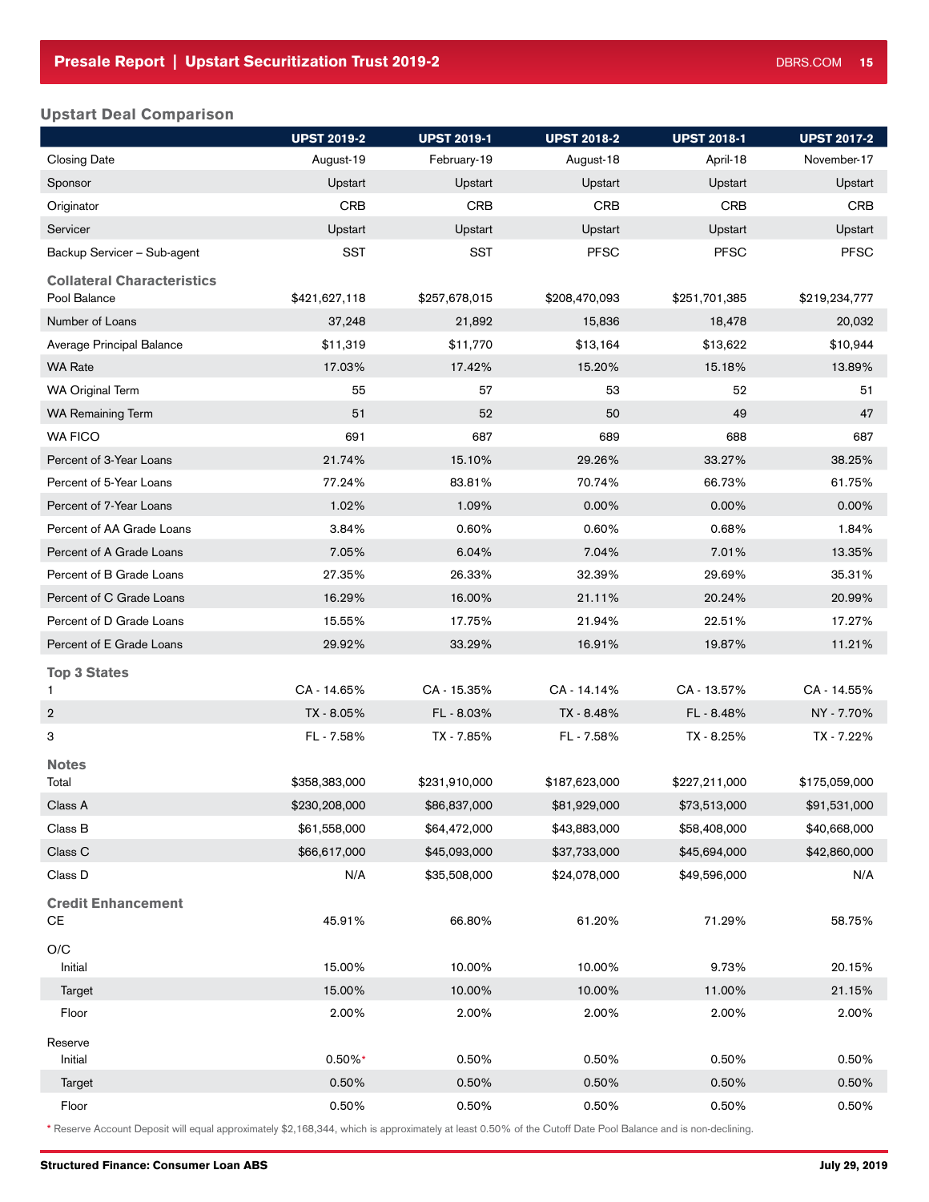## Upstart Deal Comparison

| | UPST 2019-2 | UPST 2019-1 | UPST 2018-2 | UPST 2018-1 | UPST 2017-2 |
|---|---|---|---|---|---|
| Closing Date | August-19 | February-19 | August-18 | April-18 | November-17 |
| Sponsor | Upstart | Upstart | Upstart | Upstart | Upstart |
| Originator | CRB | CRB | CRB | CRB | CRB |
| Servicer | Upstart | Upstart | Upstart | Upstart | Upstart |
| Backup Servicer – Sub-agent | SST | SST | PFSC | PFSC | PFSC |
| **Collateral Characteristics** | | | | | |
| Pool Balance | $421,627,118 | $257,678,015 | $208,470,093 | $251,701,385 | $219,234,777 |
| Number of Loans | 37,248 | 21,892 | 15,836 | 18,478 | 20,032 |
| Average Principal Balance | $11,319 | $11,770 | $13,164 | $13,622 | $10,944 |
| WA Rate | 17.03% | 17.42% | 15.20% | 15.18% | 13.89% |
| WA Original Term | 55 | 57 | 53 | 52 | 51 |
| WA Remaining Term | 51 | 52 | 50 | 49 | 47 |
| WA FICO | 691 | 687 | 689 | 688 | 687 |
| Percent of 3-Year Loans | 21.74% | 15.10% | 29.26% | 33.27% | 38.25% |
| Percent of 5-Year Loans | 77.24% | 83.81% | 70.74% | 66.73% | 61.75% |
| Percent of 7-Year Loans | 1.02% | 1.09% | 0.00% | 0.00% | 0.00% |
| Percent of AA Grade Loans | 3.84% | 0.60% | 0.60% | 0.68% | 1.84% |
| Percent of A Grade Loans | 7.05% | 6.04% | 7.04% | 7.01% | 13.35% |
| Percent of B Grade Loans | 27.35% | 26.33% | 32.39% | 29.69% | 35.31% |
| Percent of C Grade Loans | 16.29% | 16.00% | 21.11% | 20.24% | 20.99% |
| Percent of D Grade Loans | 15.55% | 17.75% | 21.94% | 22.51% | 17.27% |
| Percent of E Grade Loans | 29.92% | 33.29% | 16.91% | 19.87% | 11.21% |
| **Top 3 States** | | | | | |
| 1 | CA - 14.65% | CA - 15.35% | CA - 14.14% | CA - 13.57% | CA - 14.55% |
| 2 | TX - 8.05% | FL - 8.03% | TX - 8.48% | FL - 8.48% | NY - 7.70% |
| 3 | FL - 7.58% | TX - 7.85% | FL - 7.58% | TX - 8.25% | TX - 7.22% |
| **Notes** | | | | | |
| Total | $358,383,000 | $231,910,000 | $187,623,000 | $227,211,000 | $175,059,000 |
| Class A | $230,208,000 | $86,837,000 | $81,929,000 | $73,513,000 | $91,531,000 |
| Class B | $61,558,000 | $64,472,000 | $43,883,000 | $58,408,000 | $40,668,000 |
| Class C | $66,617,000 | $45,093,000 | $37,733,000 | $45,694,000 | $42,860,000 |
| Class D | N/A | $35,508,000 | $24,078,000 | $49,596,000 | N/A |
| **Credit Enhancement** | | | | | |
| CE | 45.91% | 66.80% | 61.20% | 71.29% | 58.75% |
| O/C | | | | | |
| Initial | 15.00% | 10.00% | 10.00% | 9.73% | 20.15% |
| Target | 15.00% | 10.00% | 10.00% | 11.00% | 21.15% |
| Floor | 2.00% | 2.00% | 2.00% | 2.00% | 2.00% |
| Reserve | | | | | |
| Initial | 0.50%* | 0.50% | 0.50% | 0.50% | 0.50% |
| Target | 0.50% | 0.50% | 0.50% | 0.50% | 0.50% |
| Floor | 0.50% | 0.50% | 0.50% | 0.50% | 0.50% |

* Reserve Account Deposit will equal approximately $2,168,344, which is approximately at least 0.50% of the Cutoff Date Pool Balance and is non-declining.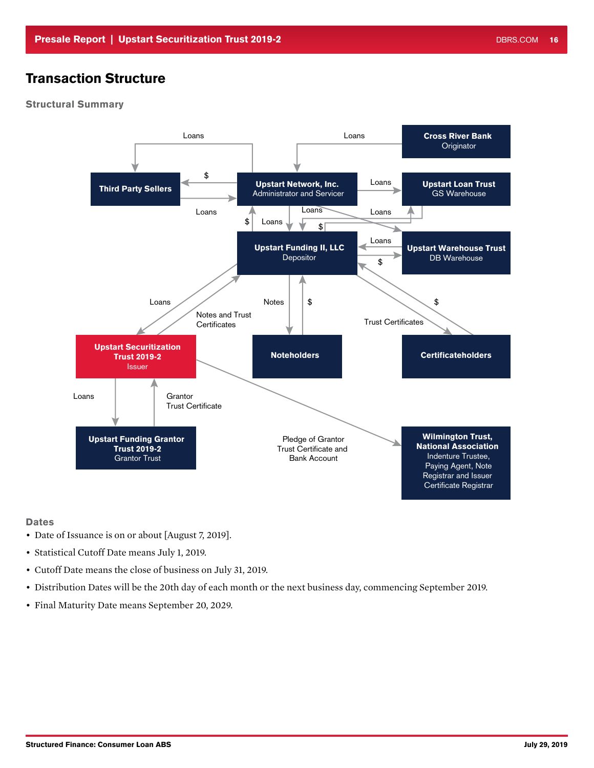# Transaction Structure

## Structural Summary

Third Party Sellers

Upstart Network, Inc.
Administrator and Servicer

Cross River Bank
Originator

Upstart Loan Trust
GS Warehouse

Upstart Funding II, LLC
Depositor

Upstart Warehouse Trust
DB Warehouse

Upstart Securitization Trust 2019-2
Issuer

Noteholders

Certificateholders

Upstart Funding Grantor Trust 2019-2
Grantor Trust

Wilmington Trust, National Association
Indenture Trustee, Paying Agent, Note Registrar and Issuer Certificate Registrar

Loans | $ | Loans | Notes and Trust Certificates | Notes | Trust Certificates | Grantor Trust Certificate | Pledge of Grantor Trust Certificate and Bank Account

## Dates

- Date of Issuance is on or about [August 7, 2019].
- Statistical Cutoff Date means July 1, 2019.
- Cutoff Date means the close of business on July 31, 2019.
- Distribution Dates will be the 20th day of each month or the next business day, commencing September 2019.
- Final Maturity Date means September 20, 2029.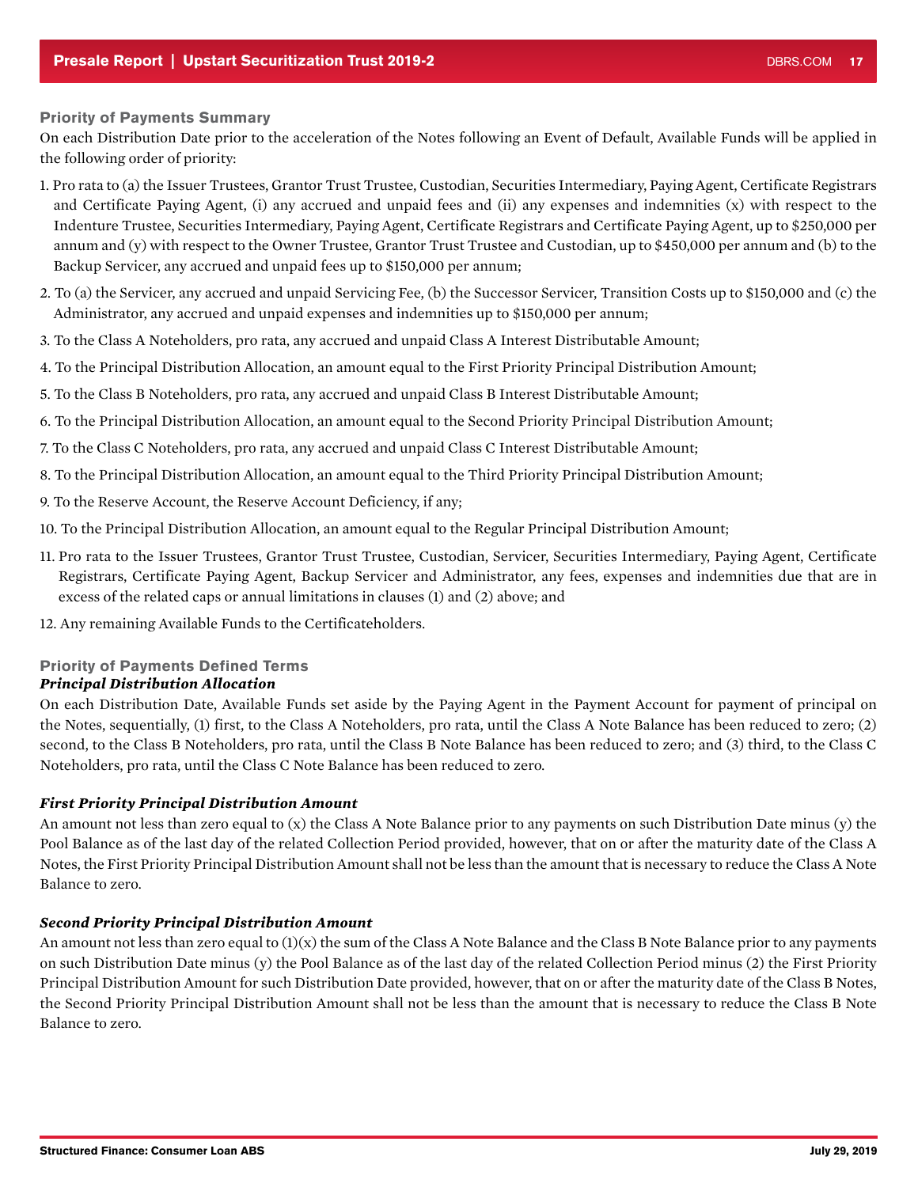### Priority of Payments Summary

On each Distribution Date prior to the acceleration of the Notes following an Event of Default, Available Funds will be applied in the following order of priority:

1. Pro rata to (a) the Issuer Trustees, Grantor Trust Trustee, Custodian, Securities Intermediary, Paying Agent, Certificate Registrars and Certificate Paying Agent, (i) any accrued and unpaid fees and (ii) any expenses and indemnities (x) with respect to the Indenture Trustee, Securities Intermediary, Paying Agent, Certificate Registrars and Certificate Paying Agent, up to $250,000 per annum and (y) with respect to the Owner Trustee, Grantor Trust Trustee and Custodian, up to $450,000 per annum and (b) to the Backup Servicer, any accrued and unpaid fees up to $150,000 per annum;
2. To (a) the Servicer, any accrued and unpaid Servicing Fee, (b) the Successor Servicer, Transition Costs up to $150,000 and (c) the Administrator, any accrued and unpaid expenses and indemnities up to $150,000 per annum;
3. To the Class A Noteholders, pro rata, any accrued and unpaid Class A Interest Distributable Amount;
4. To the Principal Distribution Allocation, an amount equal to the First Priority Principal Distribution Amount;
5. To the Class B Noteholders, pro rata, any accrued and unpaid Class B Interest Distributable Amount;
6. To the Principal Distribution Allocation, an amount equal to the Second Priority Principal Distribution Amount;
7. To the Class C Noteholders, pro rata, any accrued and unpaid Class C Interest Distributable Amount;
8. To the Principal Distribution Allocation, an amount equal to the Third Priority Principal Distribution Amount;
9. To the Reserve Account, the Reserve Account Deficiency, if any;
10. To the Principal Distribution Allocation, an amount equal to the Regular Principal Distribution Amount;
11. Pro rata to the Issuer Trustees, Grantor Trust Trustee, Custodian, Servicer, Securities Intermediary, Paying Agent, Certificate Registrars, Certificate Paying Agent, Backup Servicer and Administrator, any fees, expenses and indemnities due that are in excess of the related caps or annual limitations in clauses (1) and (2) above; and
12. Any remaining Available Funds to the Certificateholders.

### Priority of Payments Defined Terms

***Principal Distribution Allocation***

On each Distribution Date, Available Funds set aside by the Paying Agent in the Payment Account for payment of principal on the Notes, sequentially, (1) first, to the Class A Noteholders, pro rata, until the Class A Note Balance has been reduced to zero; (2) second, to the Class B Noteholders, pro rata, until the Class B Note Balance has been reduced to zero; and (3) third, to the Class C Noteholders, pro rata, until the Class C Note Balance has been reduced to zero.

***First Priority Principal Distribution Amount***

An amount not less than zero equal to (x) the Class A Note Balance prior to any payments on such Distribution Date minus (y) the Pool Balance as of the last day of the related Collection Period provided, however, that on or after the maturity date of the Class A Notes, the First Priority Principal Distribution Amount shall not be less than the amount that is necessary to reduce the Class A Note Balance to zero.

***Second Priority Principal Distribution Amount***

An amount not less than zero equal to (1)(x) the sum of the Class A Note Balance and the Class B Note Balance prior to any payments on such Distribution Date minus (y) the Pool Balance as of the last day of the related Collection Period minus (2) the First Priority Principal Distribution Amount for such Distribution Date provided, however, that on or after the maturity date of the Class B Notes, the Second Priority Principal Distribution Amount shall not be less than the amount that is necessary to reduce the Class B Note Balance to zero.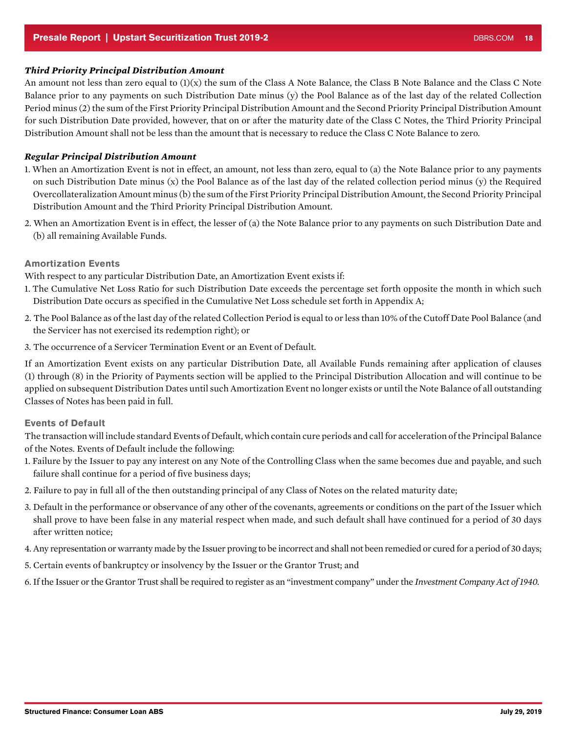***Third Priority Principal Distribution Amount***

An amount not less than zero equal to (1)(x) the sum of the Class A Note Balance, the Class B Note Balance and the Class C Note Balance prior to any payments on such Distribution Date minus (y) the Pool Balance as of the last day of the related Collection Period minus (2) the sum of the First Priority Principal Distribution Amount and the Second Priority Principal Distribution Amount for such Distribution Date provided, however, that on or after the maturity date of the Class C Notes, the Third Priority Principal Distribution Amount shall not be less than the amount that is necessary to reduce the Class C Note Balance to zero.

***Regular Principal Distribution Amount***

1. When an Amortization Event is not in effect, an amount, not less than zero, equal to (a) the Note Balance prior to any payments on such Distribution Date minus (x) the Pool Balance as of the last day of the related collection period minus (y) the Required Overcollateralization Amount minus (b) the sum of the First Priority Principal Distribution Amount, the Second Priority Principal Distribution Amount and the Third Priority Principal Distribution Amount.
2. When an Amortization Event is in effect, the lesser of (a) the Note Balance prior to any payments on such Distribution Date and (b) all remaining Available Funds.

### Amortization Events

With respect to any particular Distribution Date, an Amortization Event exists if:

1. The Cumulative Net Loss Ratio for such Distribution Date exceeds the percentage set forth opposite the month in which such Distribution Date occurs as specified in the Cumulative Net Loss schedule set forth in Appendix A;
2. The Pool Balance as of the last day of the related Collection Period is equal to or less than 10% of the Cutoff Date Pool Balance (and the Servicer has not exercised its redemption right); or
3. The occurrence of a Servicer Termination Event or an Event of Default.

If an Amortization Event exists on any particular Distribution Date, all Available Funds remaining after application of clauses (1) through (8) in the Priority of Payments section will be applied to the Principal Distribution Allocation and will continue to be applied on subsequent Distribution Dates until such Amortization Event no longer exists or until the Note Balance of all outstanding Classes of Notes has been paid in full.

### Events of Default

The transaction will include standard Events of Default, which contain cure periods and call for acceleration of the Principal Balance of the Notes. Events of Default include the following:

1. Failure by the Issuer to pay any interest on any Note of the Controlling Class when the same becomes due and payable, and such failure shall continue for a period of five business days;
2. Failure to pay in full all of the then outstanding principal of any Class of Notes on the related maturity date;
3. Default in the performance or observance of any other of the covenants, agreements or conditions on the part of the Issuer which shall prove to have been false in any material respect when made, and such default shall have continued for a period of 30 days after written notice;
4. Any representation or warranty made by the Issuer proving to be incorrect and shall not been remedied or cured for a period of 30 days;
5. Certain events of bankruptcy or insolvency by the Issuer or the Grantor Trust; and
6. If the Issuer or the Grantor Trust shall be required to register as an "investment company" under the *Investment Company Act of 1940*.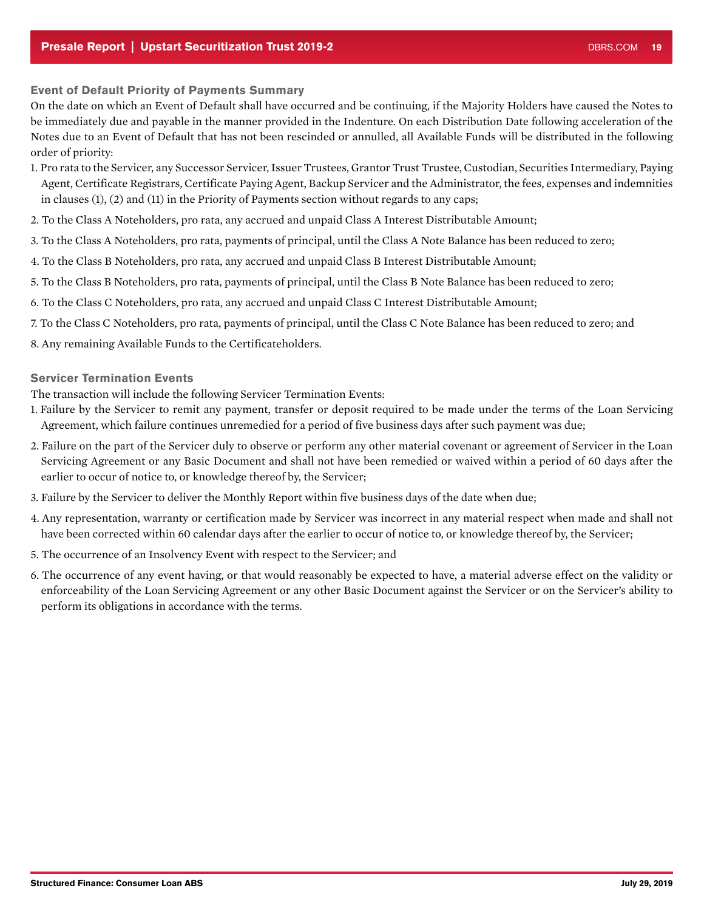### Event of Default Priority of Payments Summary

On the date on which an Event of Default shall have occurred and be continuing, if the Majority Holders have caused the Notes to be immediately due and payable in the manner provided in the Indenture. On each Distribution Date following acceleration of the Notes due to an Event of Default that has not been rescinded or annulled, all Available Funds will be distributed in the following order of priority:

1. Pro rata to the Servicer, any Successor Servicer, Issuer Trustees, Grantor Trust Trustee, Custodian, Securities Intermediary, Paying Agent, Certificate Registrars, Certificate Paying Agent, Backup Servicer and the Administrator, the fees, expenses and indemnities in clauses (1), (2) and (11) in the Priority of Payments section without regards to any caps;
2. To the Class A Noteholders, pro rata, any accrued and unpaid Class A Interest Distributable Amount;
3. To the Class A Noteholders, pro rata, payments of principal, until the Class A Note Balance has been reduced to zero;
4. To the Class B Noteholders, pro rata, any accrued and unpaid Class B Interest Distributable Amount;
5. To the Class B Noteholders, pro rata, payments of principal, until the Class B Note Balance has been reduced to zero;
6. To the Class C Noteholders, pro rata, any accrued and unpaid Class C Interest Distributable Amount;
7. To the Class C Noteholders, pro rata, payments of principal, until the Class C Note Balance has been reduced to zero; and
8. Any remaining Available Funds to the Certificateholders.

### Servicer Termination Events

The transaction will include the following Servicer Termination Events:

1. Failure by the Servicer to remit any payment, transfer or deposit required to be made under the terms of the Loan Servicing Agreement, which failure continues unremedied for a period of five business days after such payment was due;
2. Failure on the part of the Servicer duly to observe or perform any other material covenant or agreement of Servicer in the Loan Servicing Agreement or any Basic Document and shall not have been remedied or waived within a period of 60 days after the earlier to occur of notice to, or knowledge thereof by, the Servicer;
3. Failure by the Servicer to deliver the Monthly Report within five business days of the date when due;
4. Any representation, warranty or certification made by Servicer was incorrect in any material respect when made and shall not have been corrected within 60 calendar days after the earlier to occur of notice to, or knowledge thereof by, the Servicer;
5. The occurrence of an Insolvency Event with respect to the Servicer; and
6. The occurrence of any event having, or that would reasonably be expected to have, a material adverse effect on the validity or enforceability of the Loan Servicing Agreement or any other Basic Document against the Servicer or on the Servicer's ability to perform its obligations in accordance with the terms.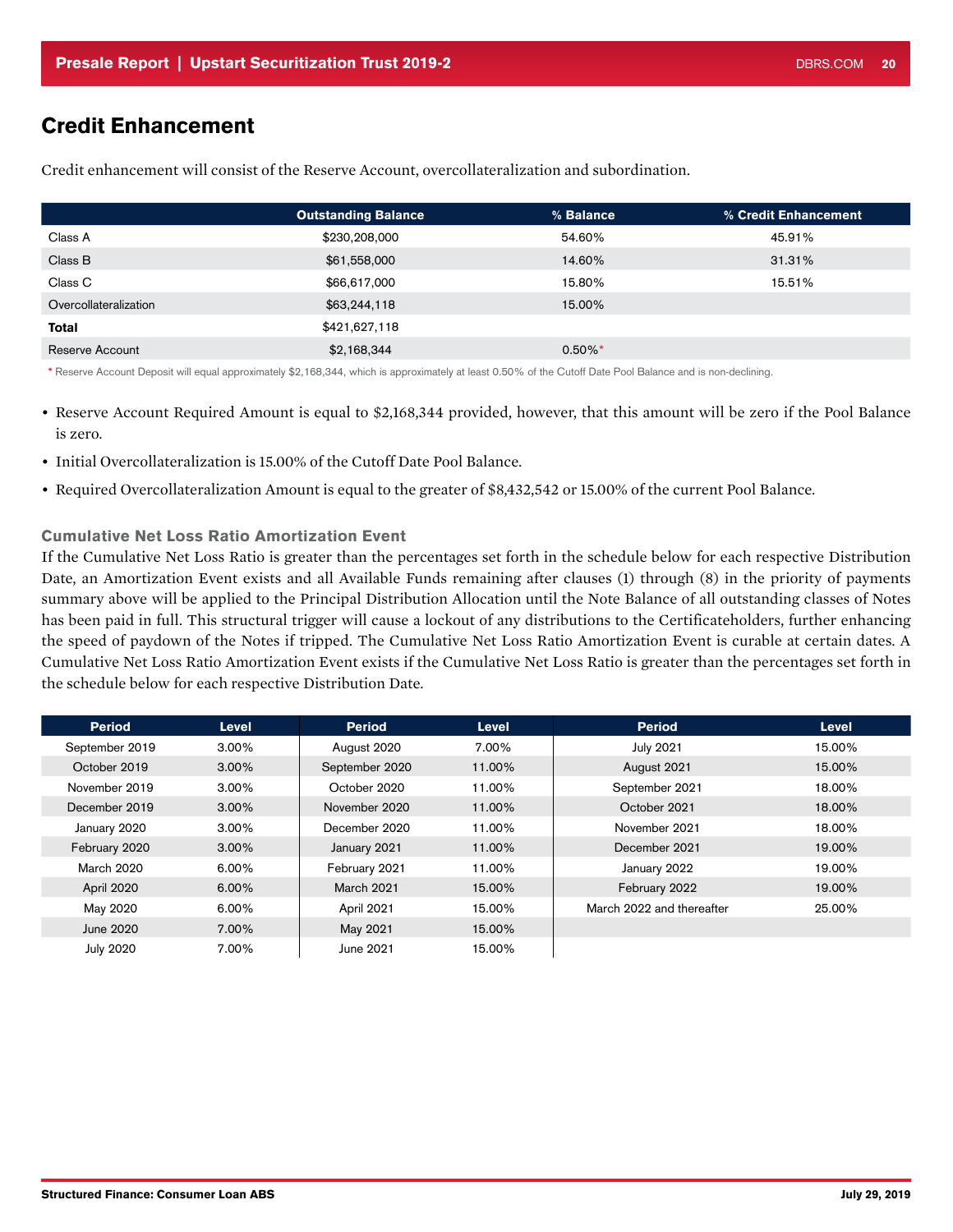## Credit Enhancement

Credit enhancement will consist of the Reserve Account, overcollateralization and subordination.

| | Outstanding Balance | % Balance | % Credit Enhancement |
|---|---|---|---|
| Class A | $230,208,000 | 54.60% | 45.91% |
| Class B | $61,558,000 | 14.60% | 31.31% |
| Class C | $66,617,000 | 15.80% | 15.51% |
| Overcollateralization | $63,244,118 | 15.00% | |
| **Total** | $421,627,118 | | |
| Reserve Account | $2,168,344 | 0.50%* | |

\* Reserve Account Deposit will equal approximately $2,168,344, which is approximately at least 0.50% of the Cutoff Date Pool Balance and is non-declining.

- Reserve Account Required Amount is equal to $2,168,344 provided, however, that this amount will be zero if the Pool Balance is zero.
- Initial Overcollateralization is 15.00% of the Cutoff Date Pool Balance.
- Required Overcollateralization Amount is equal to the greater of $8,432,542 or 15.00% of the current Pool Balance.

### Cumulative Net Loss Ratio Amortization Event

If the Cumulative Net Loss Ratio is greater than the percentages set forth in the schedule below for each respective Distribution Date, an Amortization Event exists and all Available Funds remaining after clauses (1) through (8) in the priority of payments summary above will be applied to the Principal Distribution Allocation until the Note Balance of all outstanding classes of Notes has been paid in full. This structural trigger will cause a lockout of any distributions to the Certificateholders, further enhancing the speed of paydown of the Notes if tripped. The Cumulative Net Loss Ratio Amortization Event is curable at certain dates. A Cumulative Net Loss Ratio Amortization Event exists if the Cumulative Net Loss Ratio is greater than the percentages set forth in the schedule below for each respective Distribution Date.

| Period | Level | Period | Level | Period | Level |
|---|---|---|---|---|---|
| September 2019 | 3.00% | August 2020 | 7.00% | July 2021 | 15.00% |
| October 2019 | 3.00% | September 2020 | 11.00% | August 2021 | 15.00% |
| November 2019 | 3.00% | October 2020 | 11.00% | September 2021 | 18.00% |
| December 2019 | 3.00% | November 2020 | 11.00% | October 2021 | 18.00% |
| January 2020 | 3.00% | December 2020 | 11.00% | November 2021 | 18.00% |
| February 2020 | 3.00% | January 2021 | 11.00% | December 2021 | 19.00% |
| March 2020 | 6.00% | February 2021 | 11.00% | January 2022 | 19.00% |
| April 2020 | 6.00% | March 2021 | 15.00% | February 2022 | 19.00% |
| May 2020 | 6.00% | April 2021 | 15.00% | March 2022 and thereafter | 25.00% |
| June 2020 | 7.00% | May 2021 | 15.00% | | |
| July 2020 | 7.00% | June 2021 | 15.00% | | |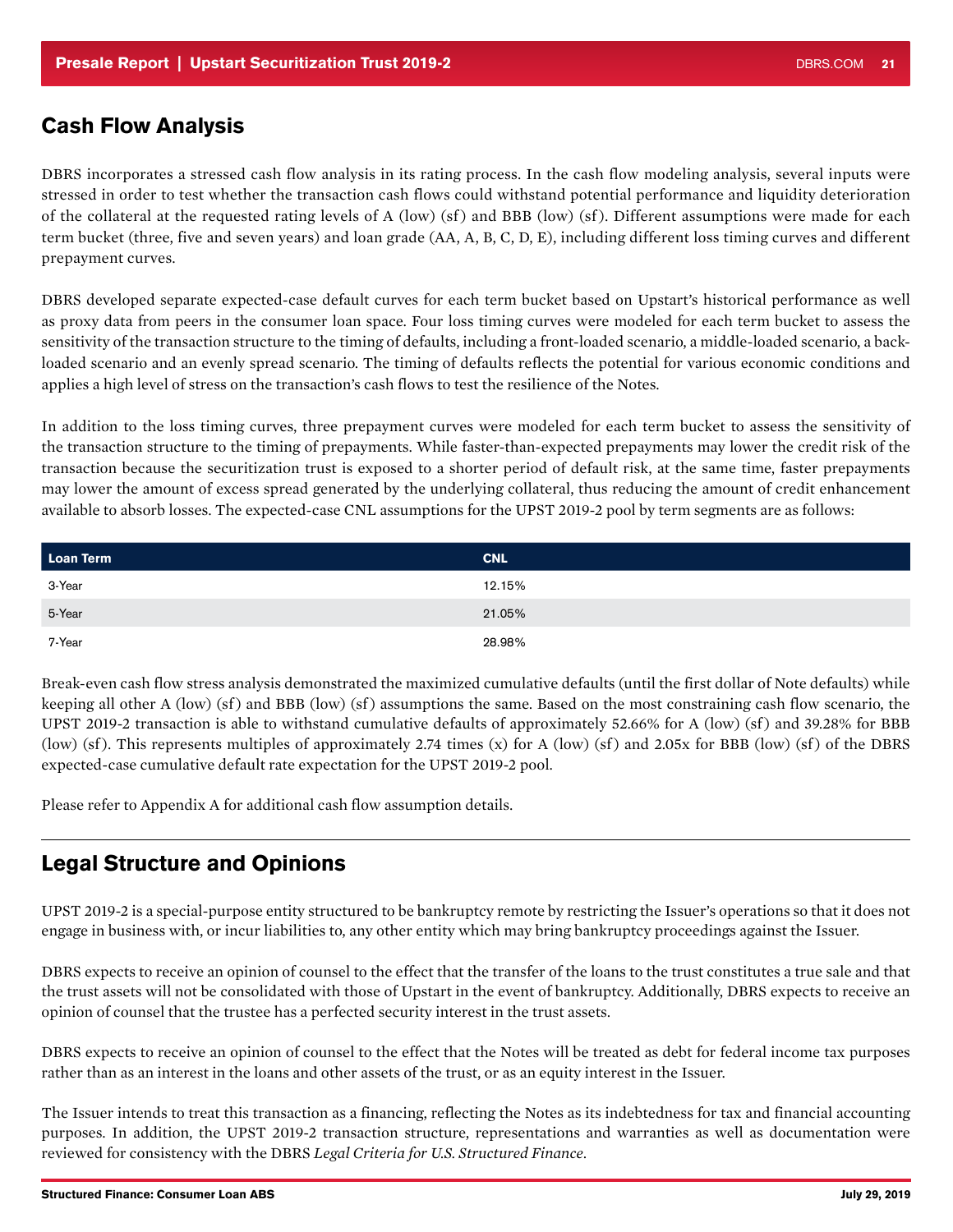## Cash Flow Analysis

DBRS incorporates a stressed cash flow analysis in its rating process. In the cash flow modeling analysis, several inputs were stressed in order to test whether the transaction cash flows could withstand potential performance and liquidity deterioration of the collateral at the requested rating levels of A (low) (sf) and BBB (low) (sf). Different assumptions were made for each term bucket (three, five and seven years) and loan grade (AA, A, B, C, D, E), including different loss timing curves and different prepayment curves.

DBRS developed separate expected-case default curves for each term bucket based on Upstart's historical performance as well as proxy data from peers in the consumer loan space. Four loss timing curves were modeled for each term bucket to assess the sensitivity of the transaction structure to the timing of defaults, including a front-loaded scenario, a middle-loaded scenario, a back-loaded scenario and an evenly spread scenario. The timing of defaults reflects the potential for various economic conditions and applies a high level of stress on the transaction's cash flows to test the resilience of the Notes.

In addition to the loss timing curves, three prepayment curves were modeled for each term bucket to assess the sensitivity of the transaction structure to the timing of prepayments. While faster-than-expected prepayments may lower the credit risk of the transaction because the securitization trust is exposed to a shorter period of default risk, at the same time, faster prepayments may lower the amount of excess spread generated by the underlying collateral, thus reducing the amount of credit enhancement available to absorb losses. The expected-case CNL assumptions for the UPST 2019-2 pool by term segments are as follows:

| Loan Term | CNL |
|---|---|
| 3-Year | 12.15% |
| 5-Year | 21.05% |
| 7-Year | 28.98% |

Break-even cash flow stress analysis demonstrated the maximized cumulative defaults (until the first dollar of Note defaults) while keeping all other A (low) (sf) and BBB (low) (sf) assumptions the same. Based on the most constraining cash flow scenario, the UPST 2019-2 transaction is able to withstand cumulative defaults of approximately 52.66% for A (low) (sf) and 39.28% for BBB (low) (sf). This represents multiples of approximately 2.74 times (x) for A (low) (sf) and 2.05x for BBB (low) (sf) of the DBRS expected-case cumulative default rate expectation for the UPST 2019-2 pool.

Please refer to Appendix A for additional cash flow assumption details.

## Legal Structure and Opinions

UPST 2019-2 is a special-purpose entity structured to be bankruptcy remote by restricting the Issuer's operations so that it does not engage in business with, or incur liabilities to, any other entity which may bring bankruptcy proceedings against the Issuer.

DBRS expects to receive an opinion of counsel to the effect that the transfer of the loans to the trust constitutes a true sale and that the trust assets will not be consolidated with those of Upstart in the event of bankruptcy. Additionally, DBRS expects to receive an opinion of counsel that the trustee has a perfected security interest in the trust assets.

DBRS expects to receive an opinion of counsel to the effect that the Notes will be treated as debt for federal income tax purposes rather than as an interest in the loans and other assets of the trust, or as an equity interest in the Issuer.

The Issuer intends to treat this transaction as a financing, reflecting the Notes as its indebtedness for tax and financial accounting purposes. In addition, the UPST 2019-2 transaction structure, representations and warranties as well as documentation were reviewed for consistency with the DBRS *Legal Criteria for U.S. Structured Finance*.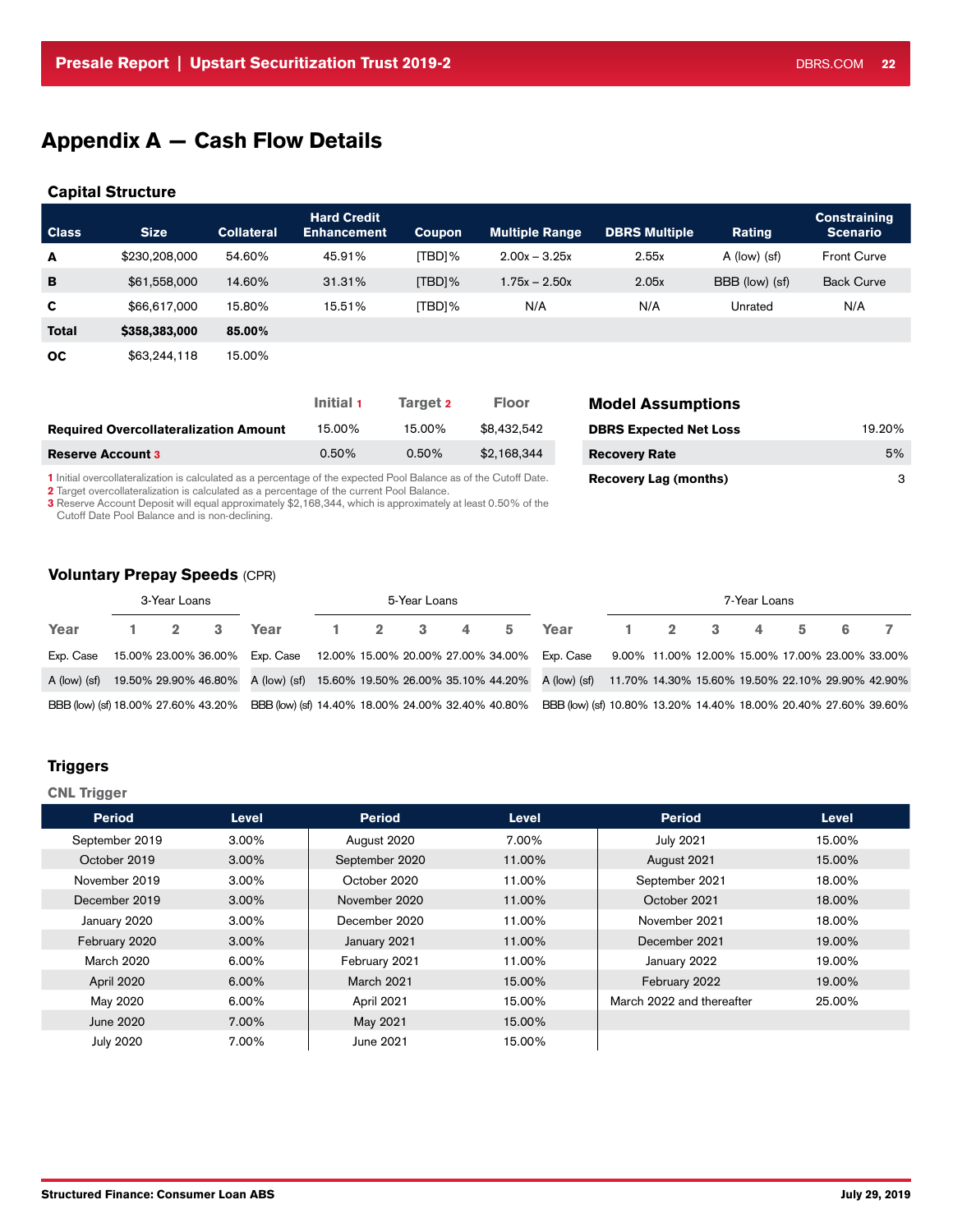# Appendix A — Cash Flow Details

## Capital Structure

| Class | Size | Collateral | Hard Credit Enhancement | Coupon | Multiple Range | DBRS Multiple | Rating | Constraining Scenario |
|---|---|---|---|---|---|---|---|---|
| A | $230,208,000 | 54.60% | 45.91% | [TBD]% | 2.00x – 3.25x | 2.55x | A (low) (sf) | Front Curve |
| B | $61,558,000 | 14.60% | 31.31% | [TBD]% | 1.75x – 2.50x | 2.05x | BBB (low) (sf) | Back Curve |
| C | $66,617,000 | 15.80% | 15.51% | [TBD]% | N/A | N/A | Unrated | N/A |
| **Total** | **$358,383,000** | **85.00%** | | | | | | |
| **OC** | $63,244,118 | 15.00% | | | | | | |

| | Initial [1] | Target [2] | Floor |
|---|---|---|---|
| **Required Overcollateralization Amount** | 15.00% | 15.00% | $8,432,542 |
| **Reserve Account [3]** | 0.50% | 0.50% | $2,168,344 |

[1] Initial overcollateralization is calculated as a percentage of the expected Pool Balance as of the Cutoff Date.
[2] Target overcollateralization is calculated as a percentage of the current Pool Balance.
[3] Reserve Account Deposit will equal approximately $2,168,344, which is approximately at least 0.50% of the Cutoff Date Pool Balance and is non-declining.

### Model Assumptions

| | |
|---|---|
| **DBRS Expected Net Loss** | 19.20% |
| **Recovery Rate** | 5% |
| **Recovery Lag (months)** | 3 |

## Voluntary Prepay Speeds (CPR)

**3-Year Loans**

| Year | 1 | 2 | 3 |
|---|---|---|---|
| Exp. Case | 15.00% | 23.00% | 36.00% |
| A (low) (sf) | 19.50% | 29.90% | 46.80% |
| BBB (low) (sf) | 18.00% | 27.60% | 43.20% |

**5-Year Loans**

| Year | 1 | 2 | 3 | 4 | 5 |
|---|---|---|---|---|---|
| Exp. Case | 12.00% | 15.00% | 20.00% | 27.00% | 34.00% |
| A (low) (sf) | 15.60% | 19.50% | 26.00% | 35.10% | 44.20% |
| BBB (low) (sf) | 14.40% | 18.00% | 24.00% | 32.40% | 40.80% |

**7-Year Loans**

| Year | 1 | 2 | 3 | 4 | 5 | 6 | 7 |
|---|---|---|---|---|---|---|---|
| Exp. Case | 9.00% | 11.00% | 12.00% | 15.00% | 17.00% | 23.00% | 33.00% |
| A (low) (sf) | 11.70% | 14.30% | 15.60% | 19.50% | 22.10% | 29.90% | 42.90% |
| BBB (low) (sf) | 10.80% | 13.20% | 14.40% | 18.00% | 20.40% | 27.60% | 39.60% |

## Triggers

### CNL Trigger

| Period | Level | Period | Level | Period | Level |
|---|---|---|---|---|---|
| September 2019 | 3.00% | August 2020 | 7.00% | July 2021 | 15.00% |
| October 2019 | 3.00% | September 2020 | 11.00% | August 2021 | 15.00% |
| November 2019 | 3.00% | October 2020 | 11.00% | September 2021 | 18.00% |
| December 2019 | 3.00% | November 2020 | 11.00% | October 2021 | 18.00% |
| January 2020 | 3.00% | December 2020 | 11.00% | November 2021 | 18.00% |
| February 2020 | 3.00% | January 2021 | 11.00% | December 2021 | 19.00% |
| March 2020 | 6.00% | February 2021 | 11.00% | January 2022 | 19.00% |
| April 2020 | 6.00% | March 2021 | 15.00% | February 2022 | 19.00% |
| May 2020 | 6.00% | April 2021 | 15.00% | March 2022 and thereafter | 25.00% |
| June 2020 | 7.00% | May 2021 | 15.00% | | |
| July 2020 | 7.00% | June 2021 | 15.00% | | |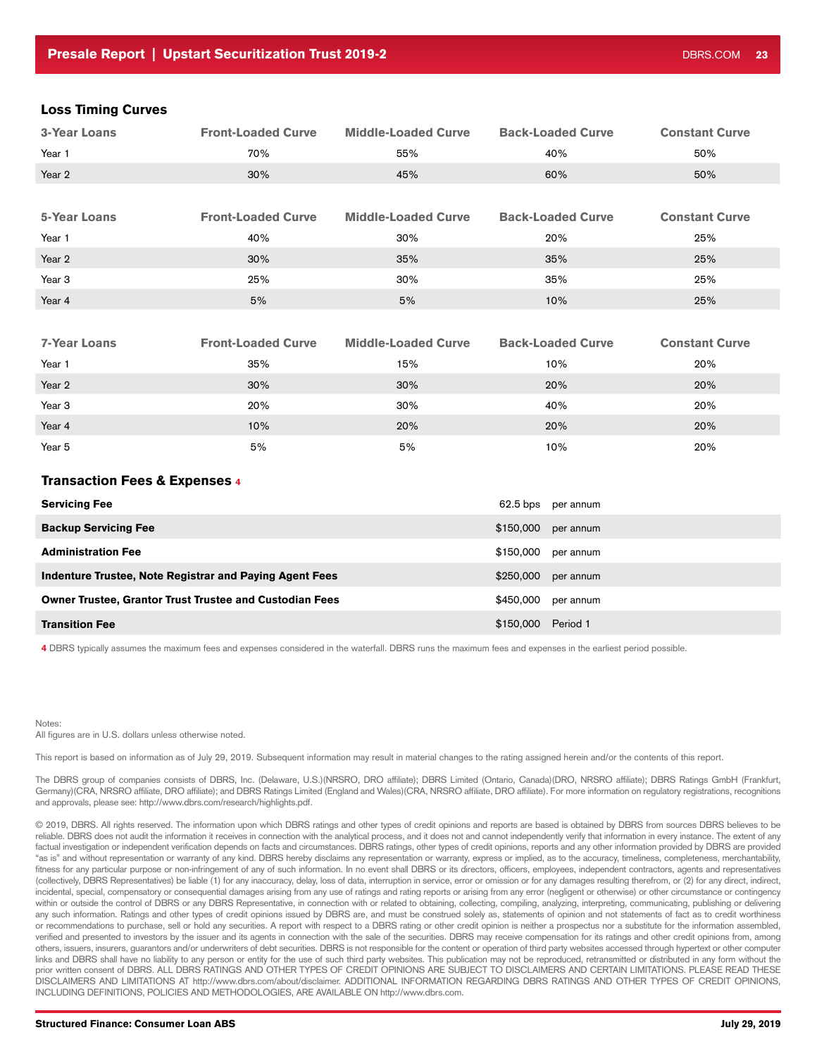## Loss Timing Curves

| 3-Year Loans | Front-Loaded Curve | Middle-Loaded Curve | Back-Loaded Curve | Constant Curve |
|---|---|---|---|---|
| Year 1 | 70% | 55% | 40% | 50% |
| Year 2 | 30% | 45% | 60% | 50% |

| 5-Year Loans | Front-Loaded Curve | Middle-Loaded Curve | Back-Loaded Curve | Constant Curve |
|---|---|---|---|---|
| Year 1 | 40% | 30% | 20% | 25% |
| Year 2 | 30% | 35% | 35% | 25% |
| Year 3 | 25% | 30% | 35% | 25% |
| Year 4 | 5% | 5% | 10% | 25% |

| 7-Year Loans | Front-Loaded Curve | Middle-Loaded Curve | Back-Loaded Curve | Constant Curve |
|---|---|---|---|---|
| Year 1 | 35% | 15% | 10% | 20% |
| Year 2 | 30% | 30% | 20% | 20% |
| Year 3 | 20% | 30% | 40% | 20% |
| Year 4 | 10% | 20% | 20% | 20% |
| Year 5 | 5% | 5% | 10% | 20% |

## Transaction Fees & Expenses [4]

| | | |
|---|---|---|
| **Servicing Fee** | 62.5 bps | per annum |
| **Backup Servicing Fee** | $150,000 | per annum |
| **Administration Fee** | $150,000 | per annum |
| **Indenture Trustee, Note Registrar and Paying Agent Fees** | $250,000 | per annum |
| **Owner Trustee, Grantor Trust Trustee and Custodian Fees** | $450,000 | per annum |
| **Transition Fee** | $150,000 | Period 1 |

4 DBRS typically assumes the maximum fees and expenses considered in the waterfall. DBRS runs the maximum fees and expenses in the earliest period possible.

Notes:
All figures are in U.S. dollars unless otherwise noted.

This report is based on information as of July 29, 2019. Subsequent information may result in material changes to the rating assigned herein and/or the contents of this report.

The DBRS group of companies consists of DBRS, Inc. (Delaware, U.S.)(NRSRO, DRO affiliate); DBRS Limited (Ontario, Canada)(DRO, NRSRO affiliate); DBRS Ratings GmbH (Frankfurt, Germany)(CRA, NRSRO affiliate, DRO affiliate); and DBRS Ratings Limited (England and Wales)(CRA, NRSRO affiliate, DRO affiliate). For more information on regulatory registrations, recognitions and approvals, please see: http://www.dbrs.com/research/highlights.pdf.

© 2019, DBRS. All rights reserved. The information upon which DBRS ratings and other types of credit opinions and reports are based is obtained by DBRS from sources DBRS believes to be reliable. DBRS does not audit the information it receives in connection with the analytical process, and it does not and cannot independently verify that information in every instance. The extent of any factual investigation or independent verification depends on facts and circumstances. DBRS ratings, other types of credit opinions, reports and any other information provided by DBRS are provided "as is" and without representation or warranty of any kind. DBRS hereby disclaims any representation or warranty, express or implied, as to the accuracy, timeliness, completeness, merchantability, fitness for any particular purpose or non-infringement of any of such information. In no event shall DBRS or its directors, officers, employees, independent contractors, agents and representatives (collectively, DBRS Representatives) be liable (1) for any inaccuracy, delay, loss of data, interruption in service, error or omission or for any damages resulting therefrom, or (2) for any direct, indirect, incidental, special, compensatory or consequential damages arising from any use of ratings and rating reports or arising from any error (negligent or otherwise) or other circumstance or contingency within or outside the control of DBRS or any DBRS Representative, in connection with or related to obtaining, collecting, compiling, analyzing, interpreting, communicating, publishing or delivering any such information. Ratings and other types of credit opinions issued by DBRS are, and must be construed solely as, statements of opinion and not statements of fact as to credit worthiness or recommendations to purchase, sell or hold any securities. A report with respect to a DBRS rating or other credit opinion is neither a prospectus nor a substitute for the information assembled, verified and presented to investors by the issuer and its agents in connection with the sale of the securities. DBRS may receive compensation for its ratings and other credit opinions from, among others, issuers, insurers, guarantors and/or underwriters of debt securities. DBRS is not responsible for the content or operation of third party websites accessed through hypertext or other computer links and DBRS shall have no liability to any person or entity for the use of such third party websites. This publication may not be reproduced, retransmitted or distributed in any form without the prior written consent of DBRS. ALL DBRS RATINGS AND OTHER TYPES OF CREDIT OPINIONS ARE SUBJECT TO DISCLAIMERS AND CERTAIN LIMITATIONS. PLEASE READ THESE DISCLAIMERS AND LIMITATIONS AT http://www.dbrs.com/about/disclaimer. ADDITIONAL INFORMATION REGARDING DBRS RATINGS AND OTHER TYPES OF CREDIT OPINIONS, INCLUDING DEFINITIONS, POLICIES AND METHODOLOGIES, ARE AVAILABLE ON http://www.dbrs.com.